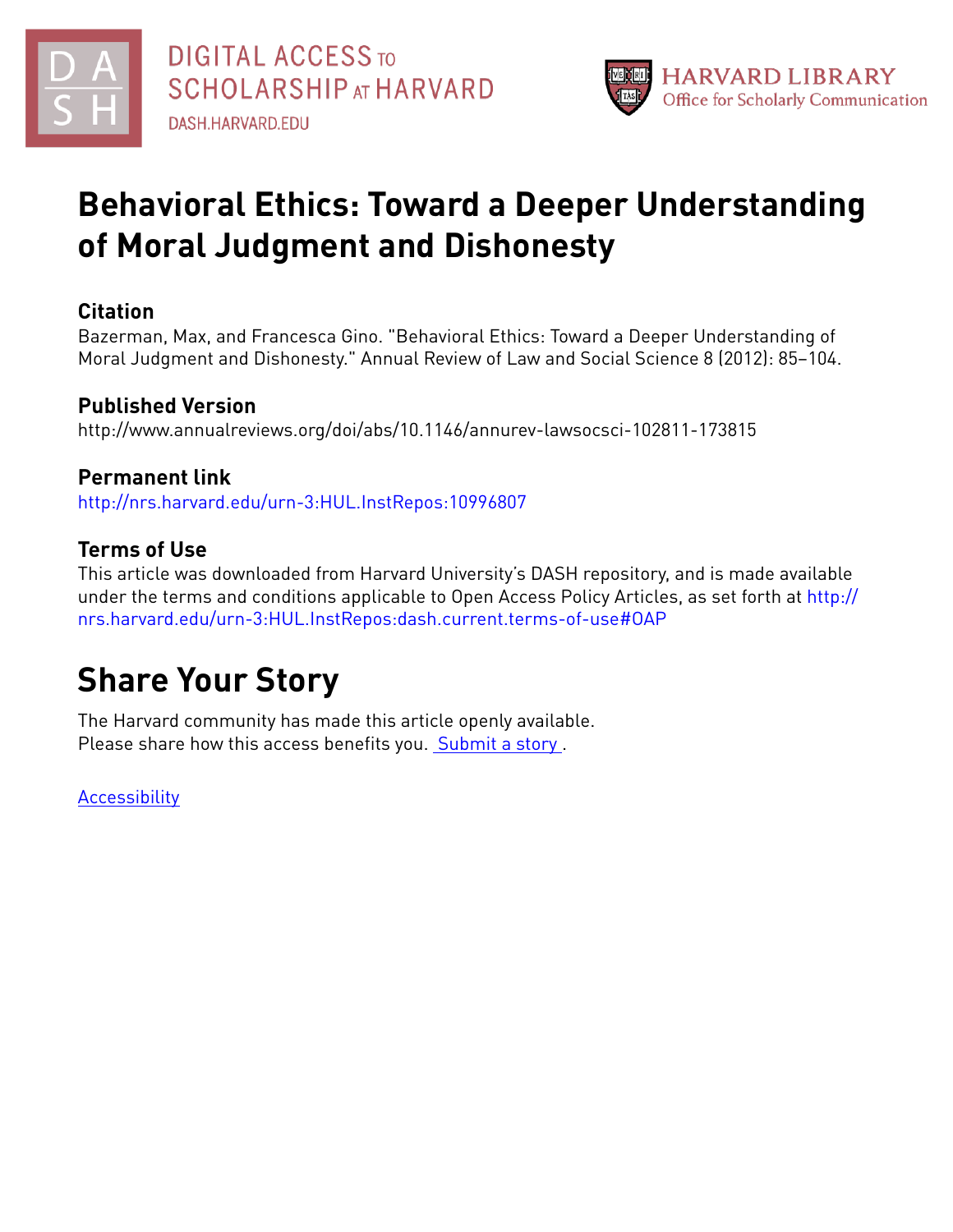DIGITAL ACCESS TO SCHOLARSHIP AT HARVARD

DASH.HARVARD.EDU

HARVARD LIBRARY
Office for Scholarly Communication

# Behavioral Ethics: Toward a Deeper Understanding of Moral Judgment and Dishonesty

## Citation

Bazerman, Max, and Francesca Gino. "Behavioral Ethics: Toward a Deeper Understanding of Moral Judgment and Dishonesty." Annual Review of Law and Social Science 8 (2012): 85–104.

## Published Version

http://www.annualreviews.org/doi/abs/10.1146/annurev-lawsocsci-102811-173815

## Permanent link

http://nrs.harvard.edu/urn-3:HUL.InstRepos:10996807

## Terms of Use

This article was downloaded from Harvard University's DASH repository, and is made available under the terms and conditions applicable to Open Access Policy Articles, as set forth at http://nrs.harvard.edu/urn-3:HUL.InstRepos:dash.current.terms-of-use#OAP

# Share Your Story

The Harvard community has made this article openly available.
Please share how this access benefits you. Submit a story .

Accessibility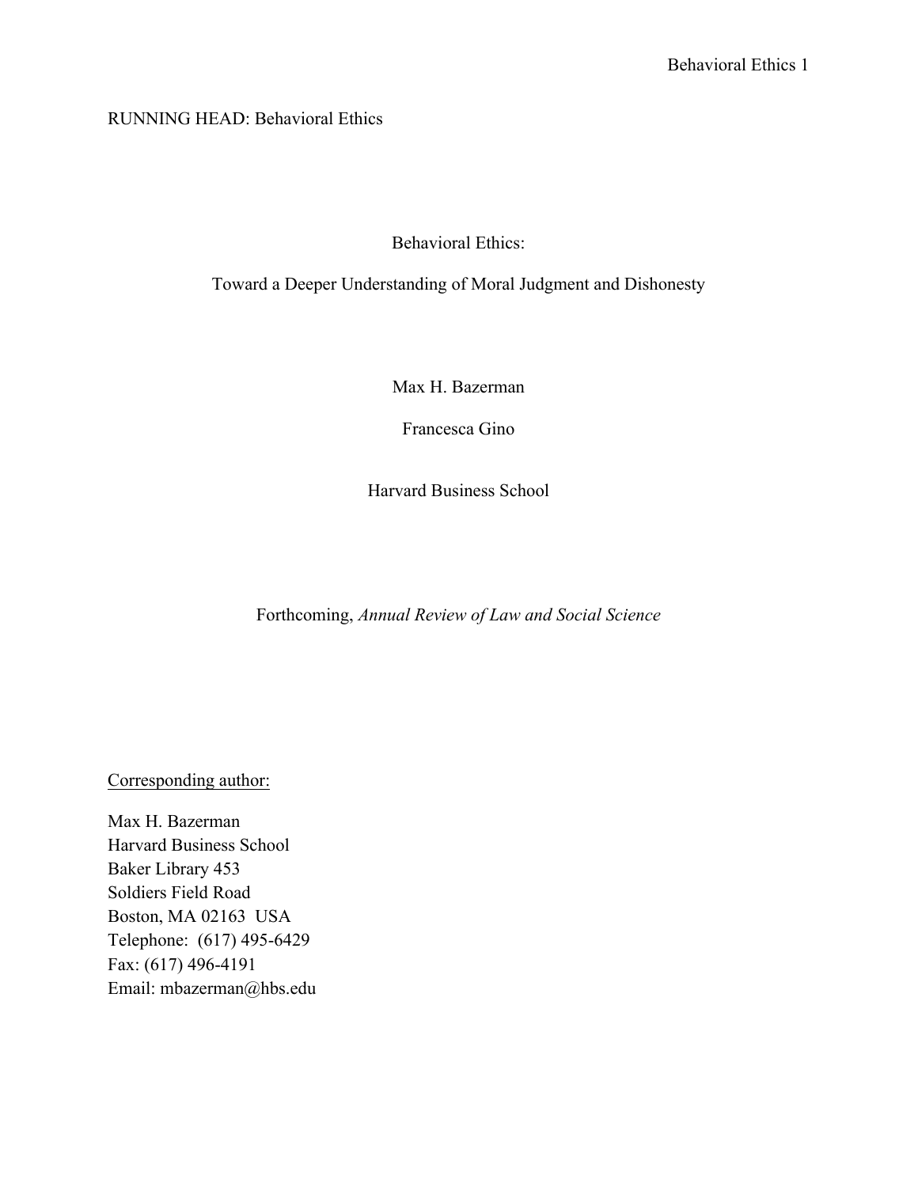RUNNING HEAD: Behavioral Ethics

# Behavioral Ethics:

## Toward a Deeper Understanding of Moral Judgment and Dishonesty

Max H. Bazerman

Francesca Gino

Harvard Business School

Forthcoming, *Annual Review of Law and Social Science*

Corresponding author:

Max H. Bazerman  
Harvard Business School  
Baker Library 453  
Soldiers Field Road  
Boston, MA 02163 USA  
Telephone: (617) 495-6429  
Fax: (617) 496-4191  
Email: mbazerman@hbs.edu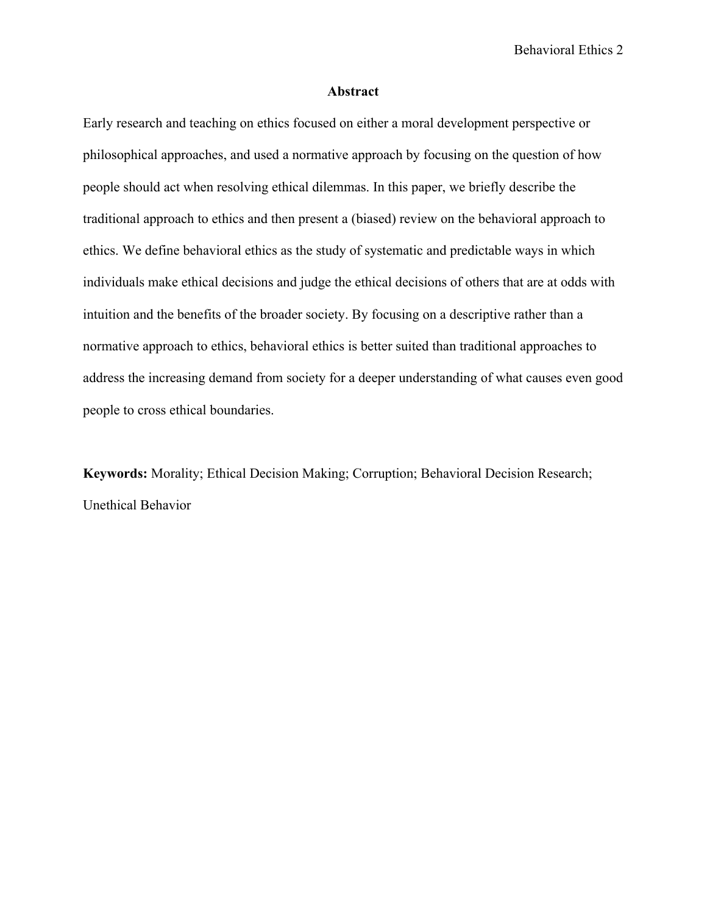## Abstract

Early research and teaching on ethics focused on either a moral development perspective or philosophical approaches, and used a normative approach by focusing on the question of how people should act when resolving ethical dilemmas. In this paper, we briefly describe the traditional approach to ethics and then present a (biased) review on the behavioral approach to ethics. We define behavioral ethics as the study of systematic and predictable ways in which individuals make ethical decisions and judge the ethical decisions of others that are at odds with intuition and the benefits of the broader society. By focusing on a descriptive rather than a normative approach to ethics, behavioral ethics is better suited than traditional approaches to address the increasing demand from society for a deeper understanding of what causes even good people to cross ethical boundaries.

**Keywords:** Morality; Ethical Decision Making; Corruption; Behavioral Decision Research; Unethical Behavior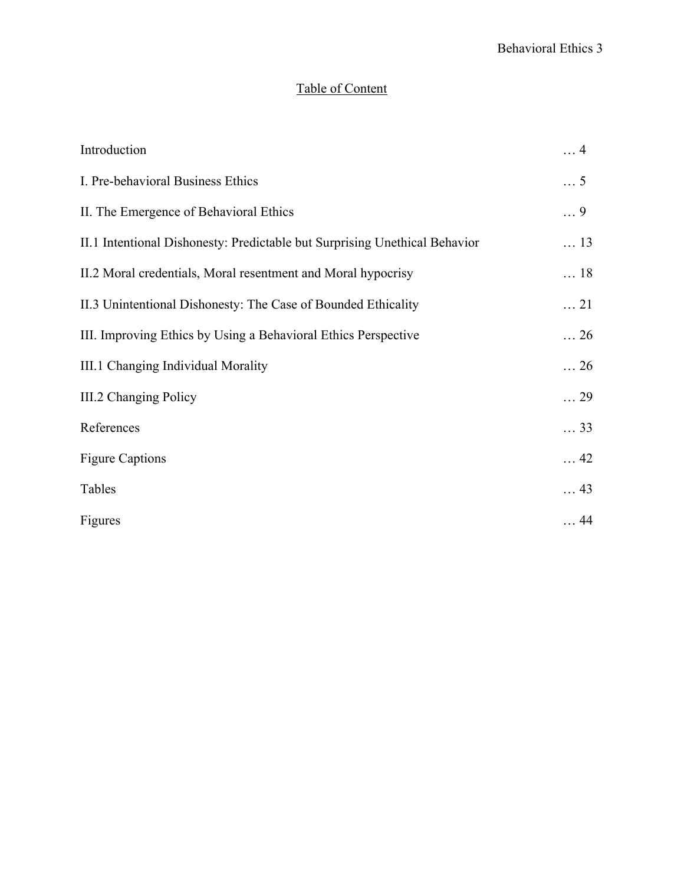## Table of Content

Introduction … 4

I. Pre-behavioral Business Ethics … 5

II. The Emergence of Behavioral Ethics … 9

II.1 Intentional Dishonesty: Predictable but Surprising Unethical Behavior … 13

II.2 Moral credentials, Moral resentment and Moral hypocrisy … 18

II.3 Unintentional Dishonesty: The Case of Bounded Ethicality … 21

III. Improving Ethics by Using a Behavioral Ethics Perspective … 26

III.1 Changing Individual Morality … 26

III.2 Changing Policy … 29

References … 33

Figure Captions … 42

Tables … 43

Figures … 44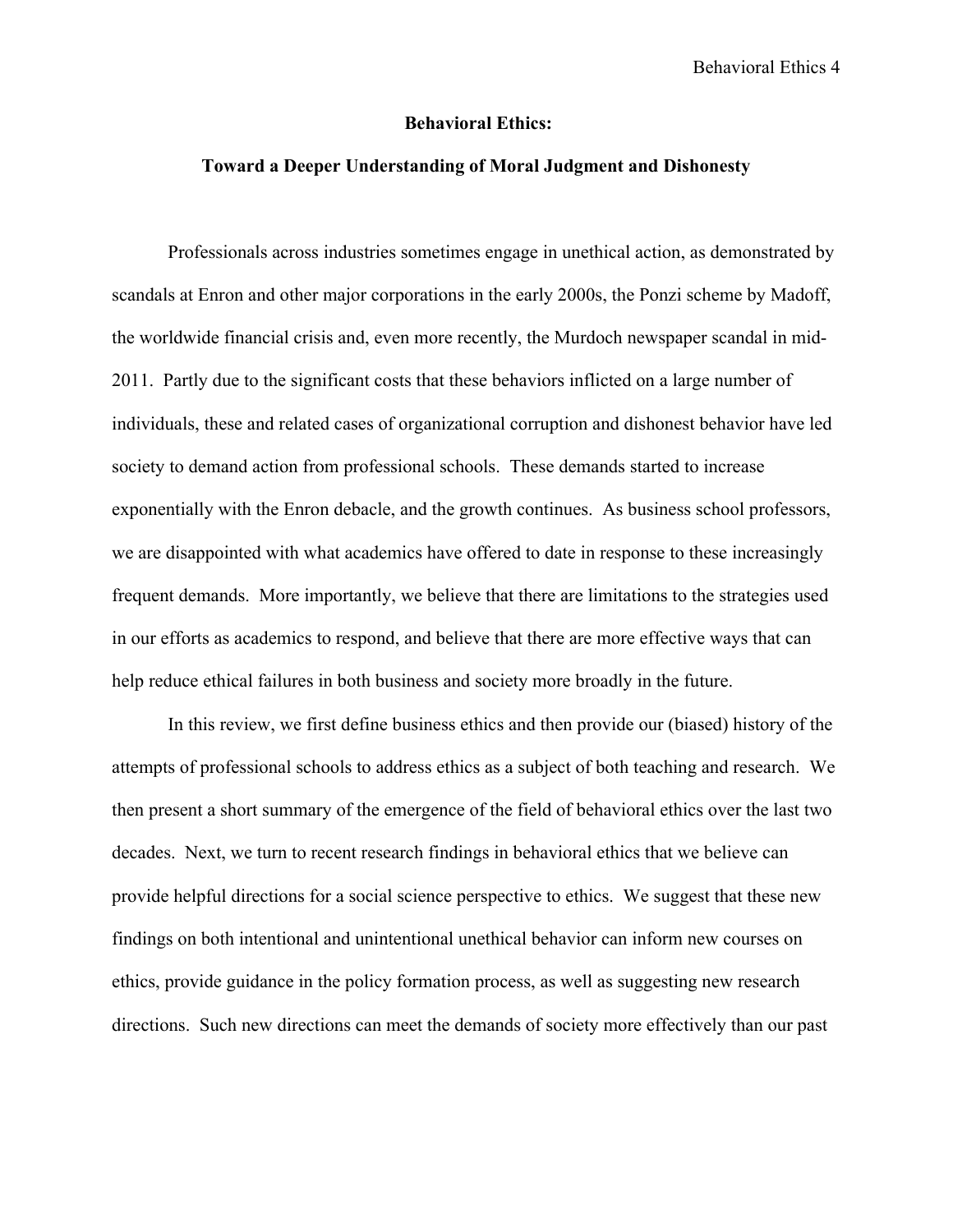**Behavioral Ethics:**

**Toward a Deeper Understanding of Moral Judgment and Dishonesty**

Professionals across industries sometimes engage in unethical action, as demonstrated by scandals at Enron and other major corporations in the early 2000s, the Ponzi scheme by Madoff, the worldwide financial crisis and, even more recently, the Murdoch newspaper scandal in mid-2011. Partly due to the significant costs that these behaviors inflicted on a large number of individuals, these and related cases of organizational corruption and dishonest behavior have led society to demand action from professional schools. These demands started to increase exponentially with the Enron debacle, and the growth continues. As business school professors, we are disappointed with what academics have offered to date in response to these increasingly frequent demands. More importantly, we believe that there are limitations to the strategies used in our efforts as academics to respond, and believe that there are more effective ways that can help reduce ethical failures in both business and society more broadly in the future.

In this review, we first define business ethics and then provide our (biased) history of the attempts of professional schools to address ethics as a subject of both teaching and research. We then present a short summary of the emergence of the field of behavioral ethics over the last two decades. Next, we turn to recent research findings in behavioral ethics that we believe can provide helpful directions for a social science perspective to ethics. We suggest that these new findings on both intentional and unintentional unethical behavior can inform new courses on ethics, provide guidance in the policy formation process, as well as suggesting new research directions. Such new directions can meet the demands of society more effectively than our past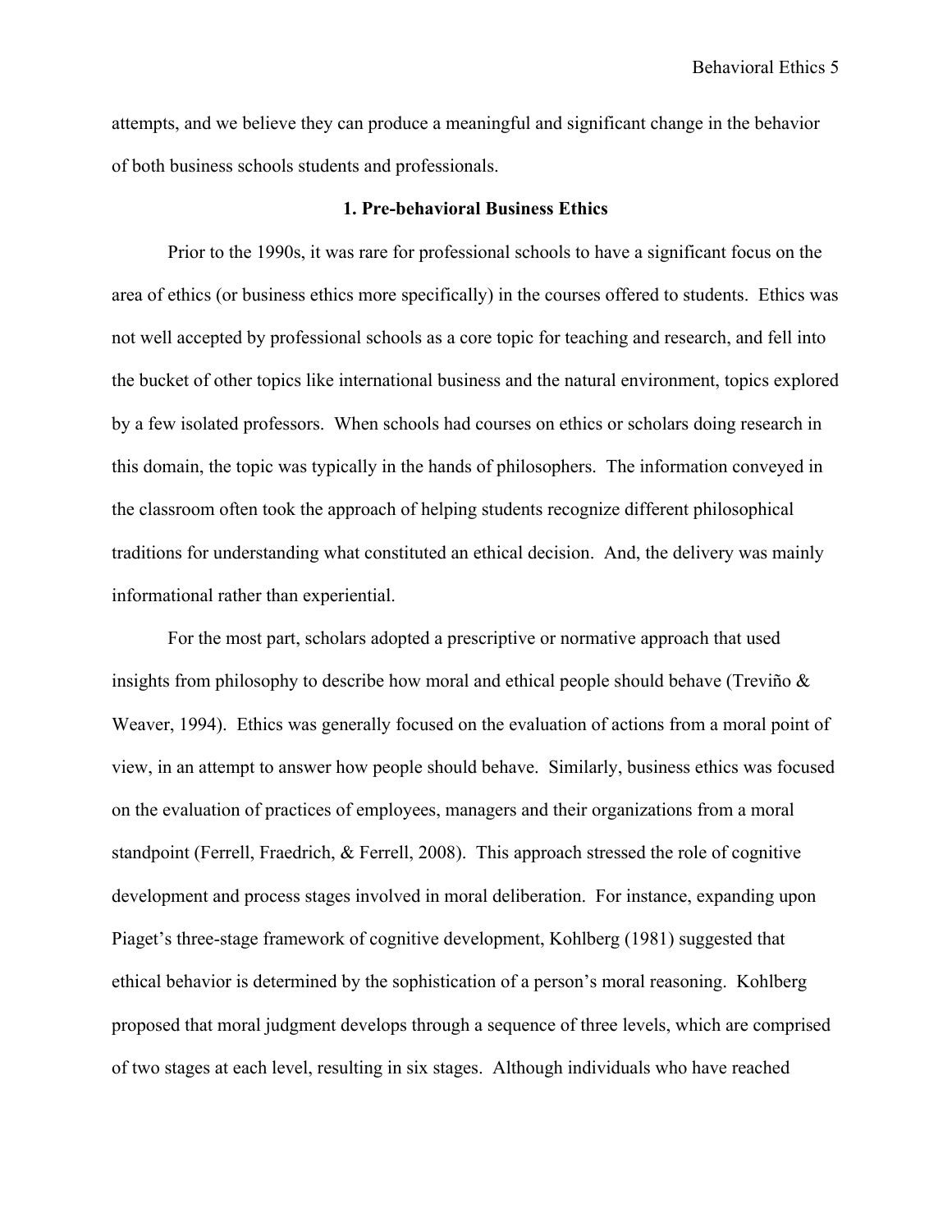attempts, and we believe they can produce a meaningful and significant change in the behavior of both business schools students and professionals.

## 1. Pre-behavioral Business Ethics

Prior to the 1990s, it was rare for professional schools to have a significant focus on the area of ethics (or business ethics more specifically) in the courses offered to students. Ethics was not well accepted by professional schools as a core topic for teaching and research, and fell into the bucket of other topics like international business and the natural environment, topics explored by a few isolated professors. When schools had courses on ethics or scholars doing research in this domain, the topic was typically in the hands of philosophers. The information conveyed in the classroom often took the approach of helping students recognize different philosophical traditions for understanding what constituted an ethical decision. And, the delivery was mainly informational rather than experiential.

For the most part, scholars adopted a prescriptive or normative approach that used insights from philosophy to describe how moral and ethical people should behave (Treviño & Weaver, 1994). Ethics was generally focused on the evaluation of actions from a moral point of view, in an attempt to answer how people should behave. Similarly, business ethics was focused on the evaluation of practices of employees, managers and their organizations from a moral standpoint (Ferrell, Fraedrich, & Ferrell, 2008). This approach stressed the role of cognitive development and process stages involved in moral deliberation. For instance, expanding upon Piaget's three-stage framework of cognitive development, Kohlberg (1981) suggested that ethical behavior is determined by the sophistication of a person's moral reasoning. Kohlberg proposed that moral judgment develops through a sequence of three levels, which are comprised of two stages at each level, resulting in six stages. Although individuals who have reached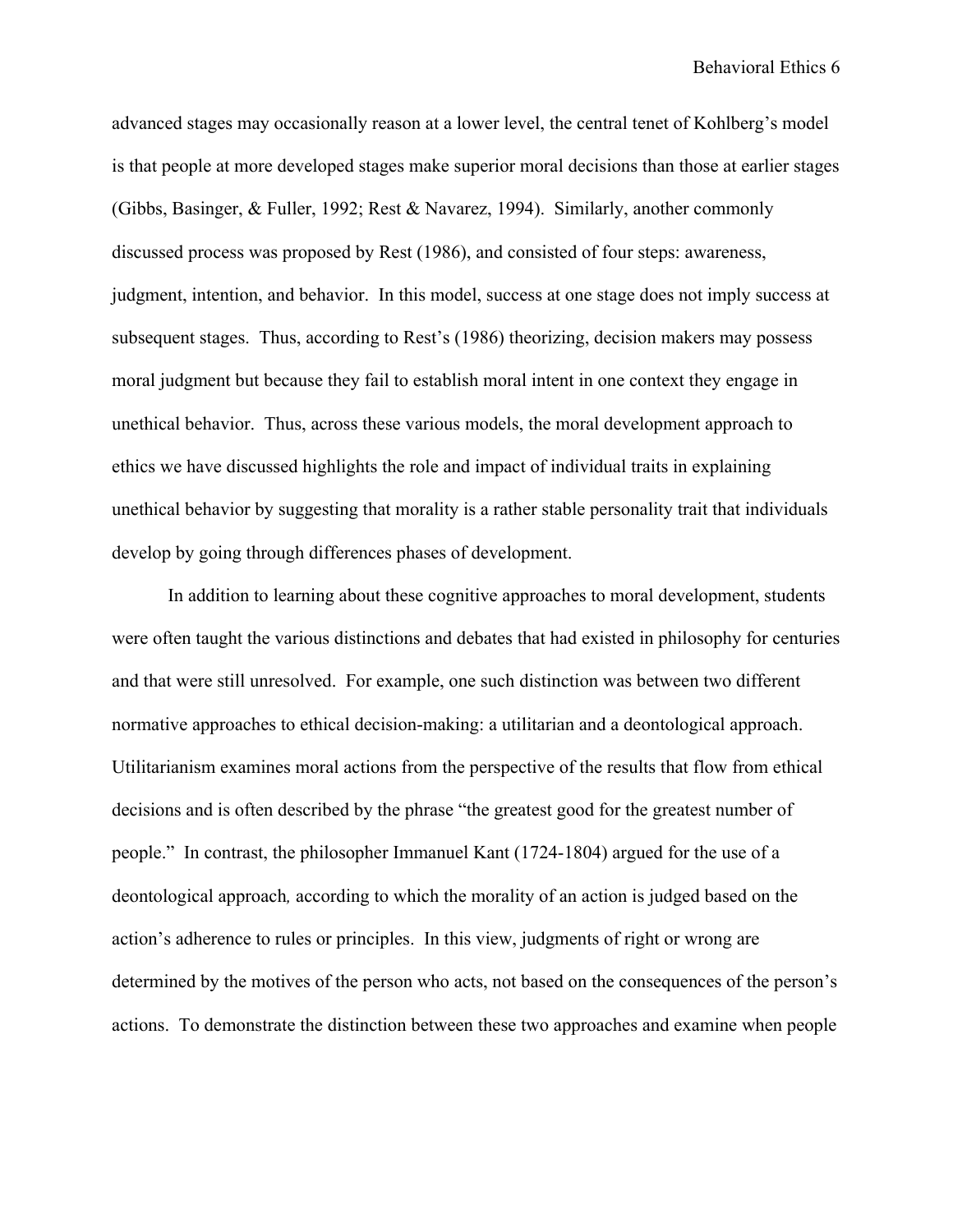advanced stages may occasionally reason at a lower level, the central tenet of Kohlberg's model is that people at more developed stages make superior moral decisions than those at earlier stages (Gibbs, Basinger, & Fuller, 1992; Rest & Navarez, 1994). Similarly, another commonly discussed process was proposed by Rest (1986), and consisted of four steps: awareness, judgment, intention, and behavior. In this model, success at one stage does not imply success at subsequent stages. Thus, according to Rest's (1986) theorizing, decision makers may possess moral judgment but because they fail to establish moral intent in one context they engage in unethical behavior. Thus, across these various models, the moral development approach to ethics we have discussed highlights the role and impact of individual traits in explaining unethical behavior by suggesting that morality is a rather stable personality trait that individuals develop by going through differences phases of development.

In addition to learning about these cognitive approaches to moral development, students were often taught the various distinctions and debates that had existed in philosophy for centuries and that were still unresolved. For example, one such distinction was between two different normative approaches to ethical decision-making: a utilitarian and a deontological approach. Utilitarianism examines moral actions from the perspective of the results that flow from ethical decisions and is often described by the phrase "the greatest good for the greatest number of people." In contrast, the philosopher Immanuel Kant (1724-1804) argued for the use of a deontological approach*,* according to which the morality of an action is judged based on the action's adherence to rules or principles. In this view, judgments of right or wrong are determined by the motives of the person who acts, not based on the consequences of the person's actions. To demonstrate the distinction between these two approaches and examine when people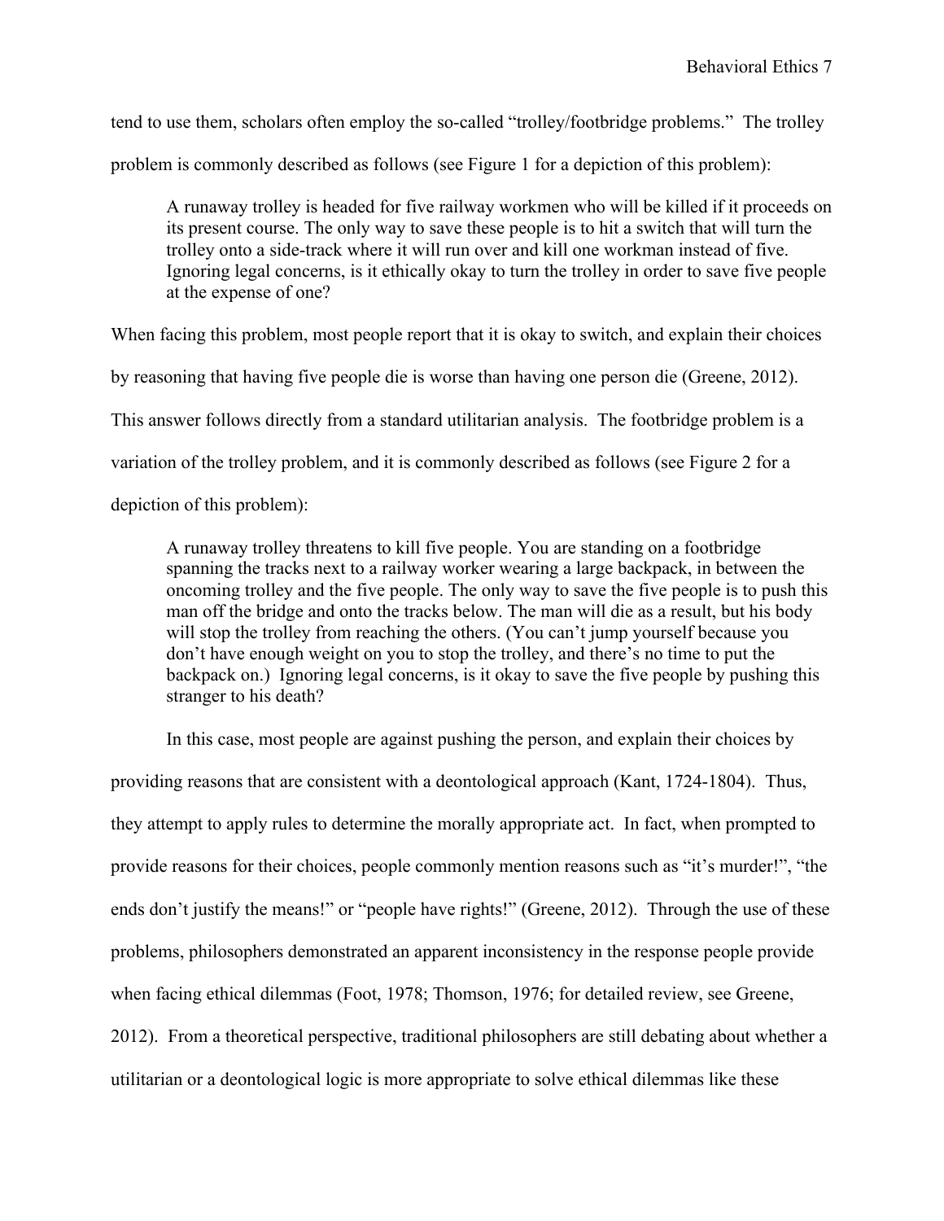tend to use them, scholars often employ the so-called "trolley/footbridge problems." The trolley problem is commonly described as follows (see Figure 1 for a depiction of this problem):

> A runaway trolley is headed for five railway workmen who will be killed if it proceeds on its present course. The only way to save these people is to hit a switch that will turn the trolley onto a side-track where it will run over and kill one workman instead of five. Ignoring legal concerns, is it ethically okay to turn the trolley in order to save five people at the expense of one?

When facing this problem, most people report that it is okay to switch, and explain their choices by reasoning that having five people die is worse than having one person die (Greene, 2012). This answer follows directly from a standard utilitarian analysis. The footbridge problem is a variation of the trolley problem, and it is commonly described as follows (see Figure 2 for a depiction of this problem):

> A runaway trolley threatens to kill five people. You are standing on a footbridge spanning the tracks next to a railway worker wearing a large backpack, in between the oncoming trolley and the five people. The only way to save the five people is to push this man off the bridge and onto the tracks below. The man will die as a result, but his body will stop the trolley from reaching the others. (You can't jump yourself because you don't have enough weight on you to stop the trolley, and there's no time to put the backpack on.) Ignoring legal concerns, is it okay to save the five people by pushing this stranger to his death?

In this case, most people are against pushing the person, and explain their choices by providing reasons that are consistent with a deontological approach (Kant, 1724-1804). Thus, they attempt to apply rules to determine the morally appropriate act. In fact, when prompted to provide reasons for their choices, people commonly mention reasons such as "it's murder!", "the ends don't justify the means!" or "people have rights!" (Greene, 2012). Through the use of these problems, philosophers demonstrated an apparent inconsistency in the response people provide when facing ethical dilemmas (Foot, 1978; Thomson, 1976; for detailed review, see Greene, 2012). From a theoretical perspective, traditional philosophers are still debating about whether a utilitarian or a deontological logic is more appropriate to solve ethical dilemmas like these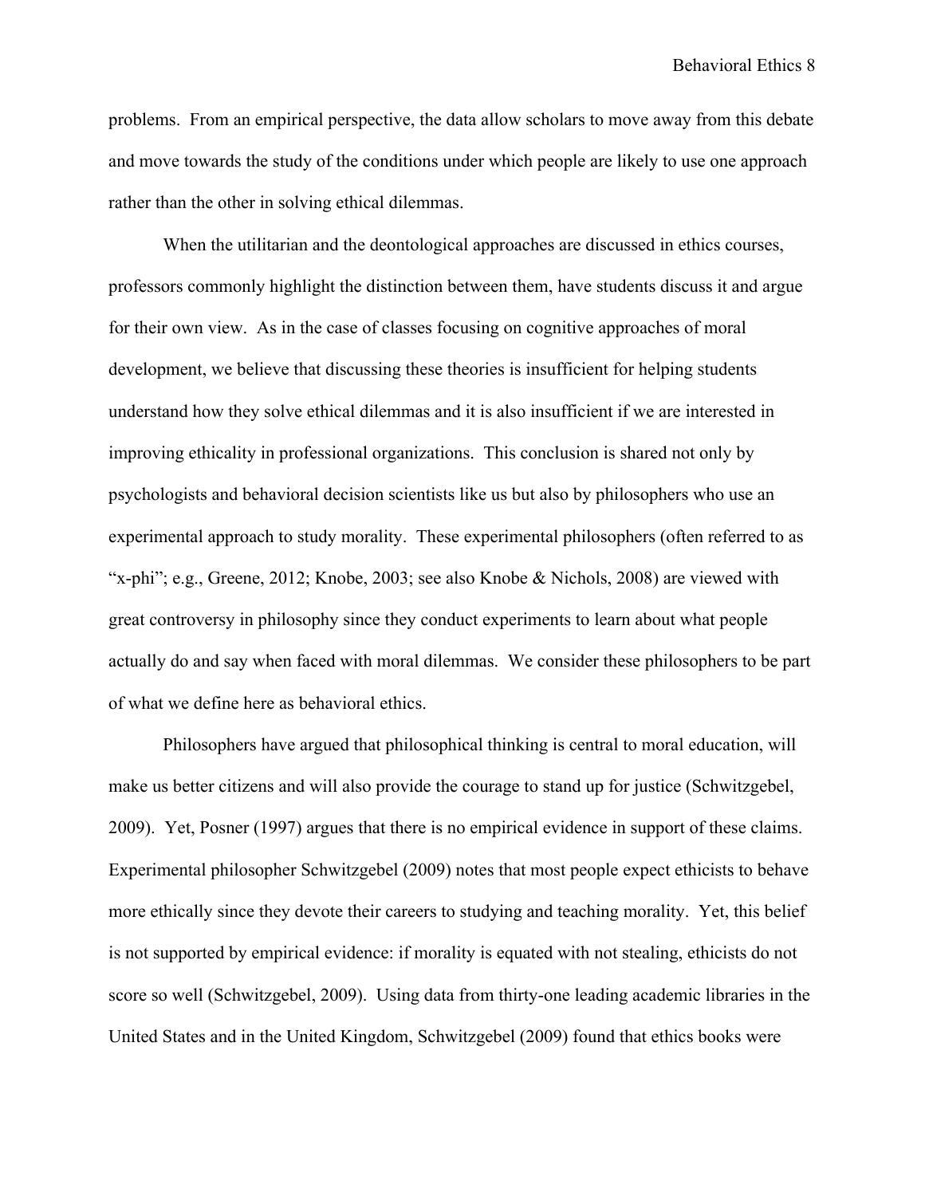problems. From an empirical perspective, the data allow scholars to move away from this debate and move towards the study of the conditions under which people are likely to use one approach rather than the other in solving ethical dilemmas.

When the utilitarian and the deontological approaches are discussed in ethics courses, professors commonly highlight the distinction between them, have students discuss it and argue for their own view. As in the case of classes focusing on cognitive approaches of moral development, we believe that discussing these theories is insufficient for helping students understand how they solve ethical dilemmas and it is also insufficient if we are interested in improving ethicality in professional organizations. This conclusion is shared not only by psychologists and behavioral decision scientists like us but also by philosophers who use an experimental approach to study morality. These experimental philosophers (often referred to as "x-phi"; e.g., Greene, 2012; Knobe, 2003; see also Knobe & Nichols, 2008) are viewed with great controversy in philosophy since they conduct experiments to learn about what people actually do and say when faced with moral dilemmas. We consider these philosophers to be part of what we define here as behavioral ethics.

Philosophers have argued that philosophical thinking is central to moral education, will make us better citizens and will also provide the courage to stand up for justice (Schwitzgebel, 2009). Yet, Posner (1997) argues that there is no empirical evidence in support of these claims. Experimental philosopher Schwitzgebel (2009) notes that most people expect ethicists to behave more ethically since they devote their careers to studying and teaching morality. Yet, this belief is not supported by empirical evidence: if morality is equated with not stealing, ethicists do not score so well (Schwitzgebel, 2009). Using data from thirty-one leading academic libraries in the United States and in the United Kingdom, Schwitzgebel (2009) found that ethics books were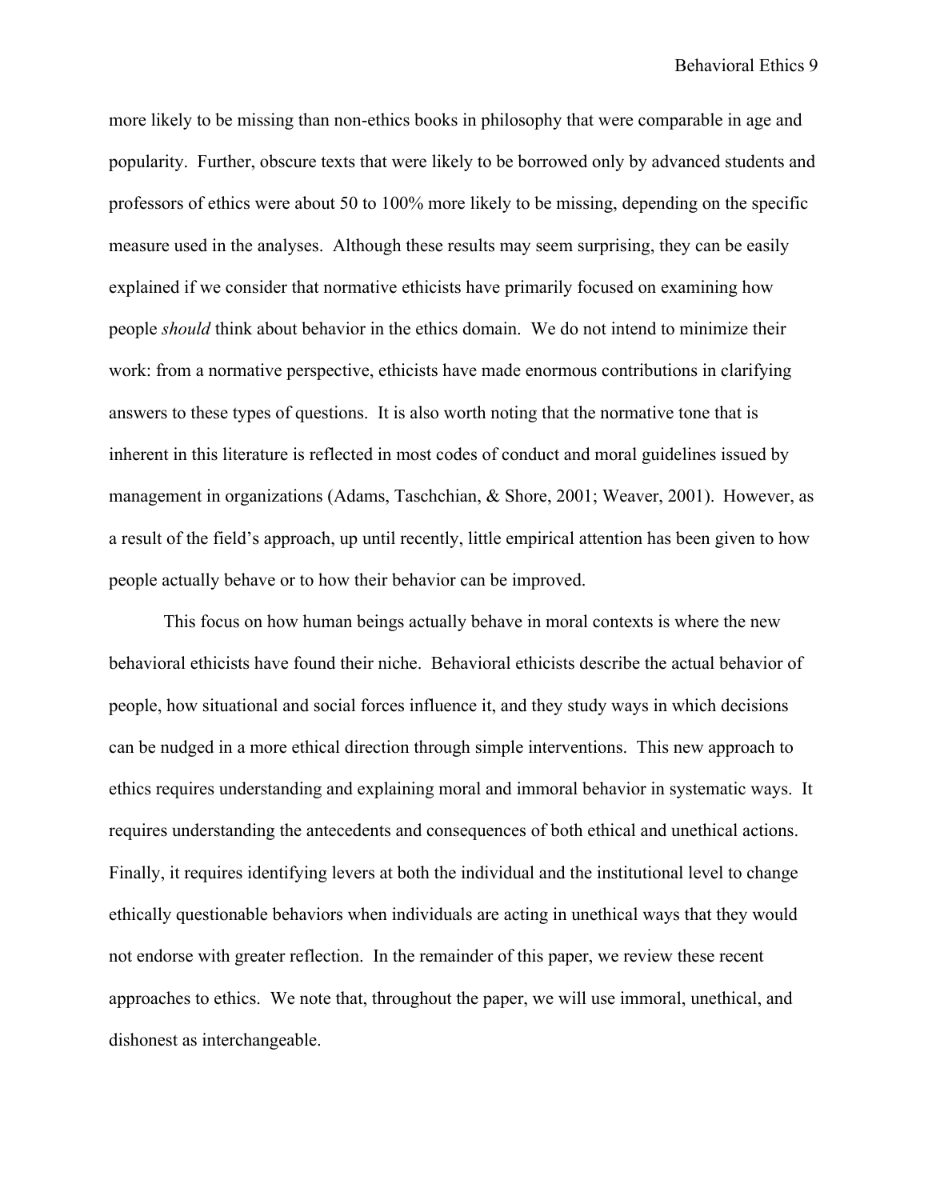more likely to be missing than non-ethics books in philosophy that were comparable in age and popularity. Further, obscure texts that were likely to be borrowed only by advanced students and professors of ethics were about 50 to 100% more likely to be missing, depending on the specific measure used in the analyses. Although these results may seem surprising, they can be easily explained if we consider that normative ethicists have primarily focused on examining how people *should* think about behavior in the ethics domain. We do not intend to minimize their work: from a normative perspective, ethicists have made enormous contributions in clarifying answers to these types of questions. It is also worth noting that the normative tone that is inherent in this literature is reflected in most codes of conduct and moral guidelines issued by management in organizations (Adams, Taschchian, & Shore, 2001; Weaver, 2001). However, as a result of the field's approach, up until recently, little empirical attention has been given to how people actually behave or to how their behavior can be improved.

This focus on how human beings actually behave in moral contexts is where the new behavioral ethicists have found their niche. Behavioral ethicists describe the actual behavior of people, how situational and social forces influence it, and they study ways in which decisions can be nudged in a more ethical direction through simple interventions. This new approach to ethics requires understanding and explaining moral and immoral behavior in systematic ways. It requires understanding the antecedents and consequences of both ethical and unethical actions. Finally, it requires identifying levers at both the individual and the institutional level to change ethically questionable behaviors when individuals are acting in unethical ways that they would not endorse with greater reflection. In the remainder of this paper, we review these recent approaches to ethics. We note that, throughout the paper, we will use immoral, unethical, and dishonest as interchangeable.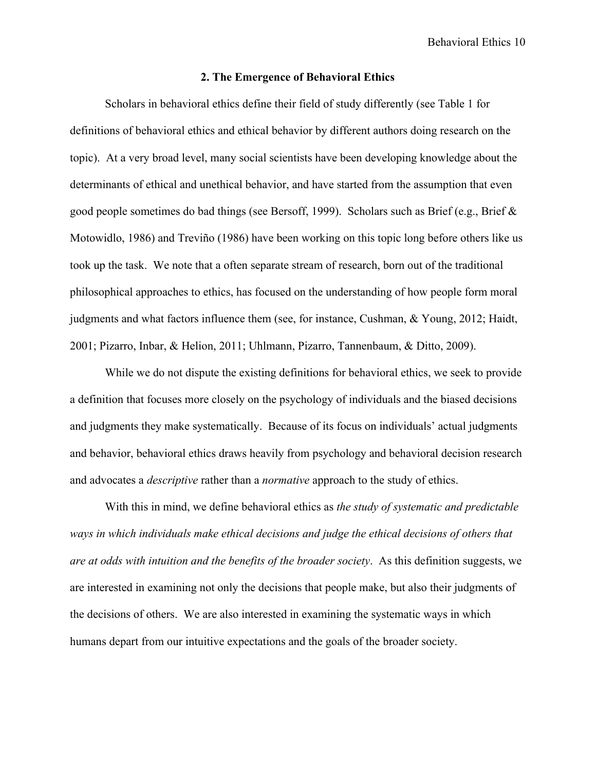## 2. The Emergence of Behavioral Ethics

Scholars in behavioral ethics define their field of study differently (see Table 1 for definitions of behavioral ethics and ethical behavior by different authors doing research on the topic). At a very broad level, many social scientists have been developing knowledge about the determinants of ethical and unethical behavior, and have started from the assumption that even good people sometimes do bad things (see Bersoff, 1999). Scholars such as Brief (e.g., Brief & Motowidlo, 1986) and Treviño (1986) have been working on this topic long before others like us took up the task. We note that a often separate stream of research, born out of the traditional philosophical approaches to ethics, has focused on the understanding of how people form moral judgments and what factors influence them (see, for instance, Cushman, & Young, 2012; Haidt, 2001; Pizarro, Inbar, & Helion, 2011; Uhlmann, Pizarro, Tannenbaum, & Ditto, 2009).

While we do not dispute the existing definitions for behavioral ethics, we seek to provide a definition that focuses more closely on the psychology of individuals and the biased decisions and judgments they make systematically. Because of its focus on individuals' actual judgments and behavior, behavioral ethics draws heavily from psychology and behavioral decision research and advocates a *descriptive* rather than a *normative* approach to the study of ethics.

With this in mind, we define behavioral ethics as *the study of systematic and predictable ways in which individuals make ethical decisions and judge the ethical decisions of others that are at odds with intuition and the benefits of the broader society*. As this definition suggests, we are interested in examining not only the decisions that people make, but also their judgments of the decisions of others. We are also interested in examining the systematic ways in which humans depart from our intuitive expectations and the goals of the broader society.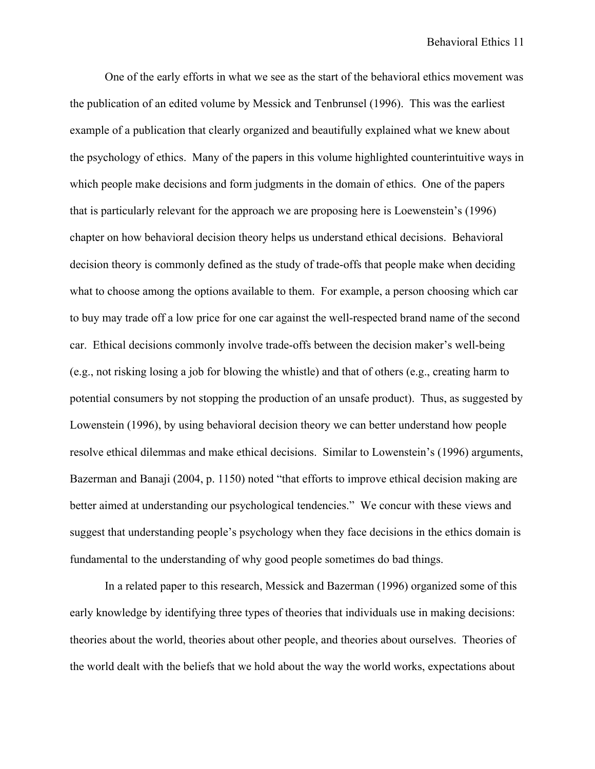One of the early efforts in what we see as the start of the behavioral ethics movement was the publication of an edited volume by Messick and Tenbrunsel (1996). This was the earliest example of a publication that clearly organized and beautifully explained what we knew about the psychology of ethics. Many of the papers in this volume highlighted counterintuitive ways in which people make decisions and form judgments in the domain of ethics. One of the papers that is particularly relevant for the approach we are proposing here is Loewenstein's (1996) chapter on how behavioral decision theory helps us understand ethical decisions. Behavioral decision theory is commonly defined as the study of trade-offs that people make when deciding what to choose among the options available to them. For example, a person choosing which car to buy may trade off a low price for one car against the well-respected brand name of the second car. Ethical decisions commonly involve trade-offs between the decision maker's well-being (e.g., not risking losing a job for blowing the whistle) and that of others (e.g., creating harm to potential consumers by not stopping the production of an unsafe product). Thus, as suggested by Lowenstein (1996), by using behavioral decision theory we can better understand how people resolve ethical dilemmas and make ethical decisions. Similar to Lowenstein's (1996) arguments, Bazerman and Banaji (2004, p. 1150) noted "that efforts to improve ethical decision making are better aimed at understanding our psychological tendencies." We concur with these views and suggest that understanding people's psychology when they face decisions in the ethics domain is fundamental to the understanding of why good people sometimes do bad things.

In a related paper to this research, Messick and Bazerman (1996) organized some of this early knowledge by identifying three types of theories that individuals use in making decisions: theories about the world, theories about other people, and theories about ourselves. Theories of the world dealt with the beliefs that we hold about the way the world works, expectations about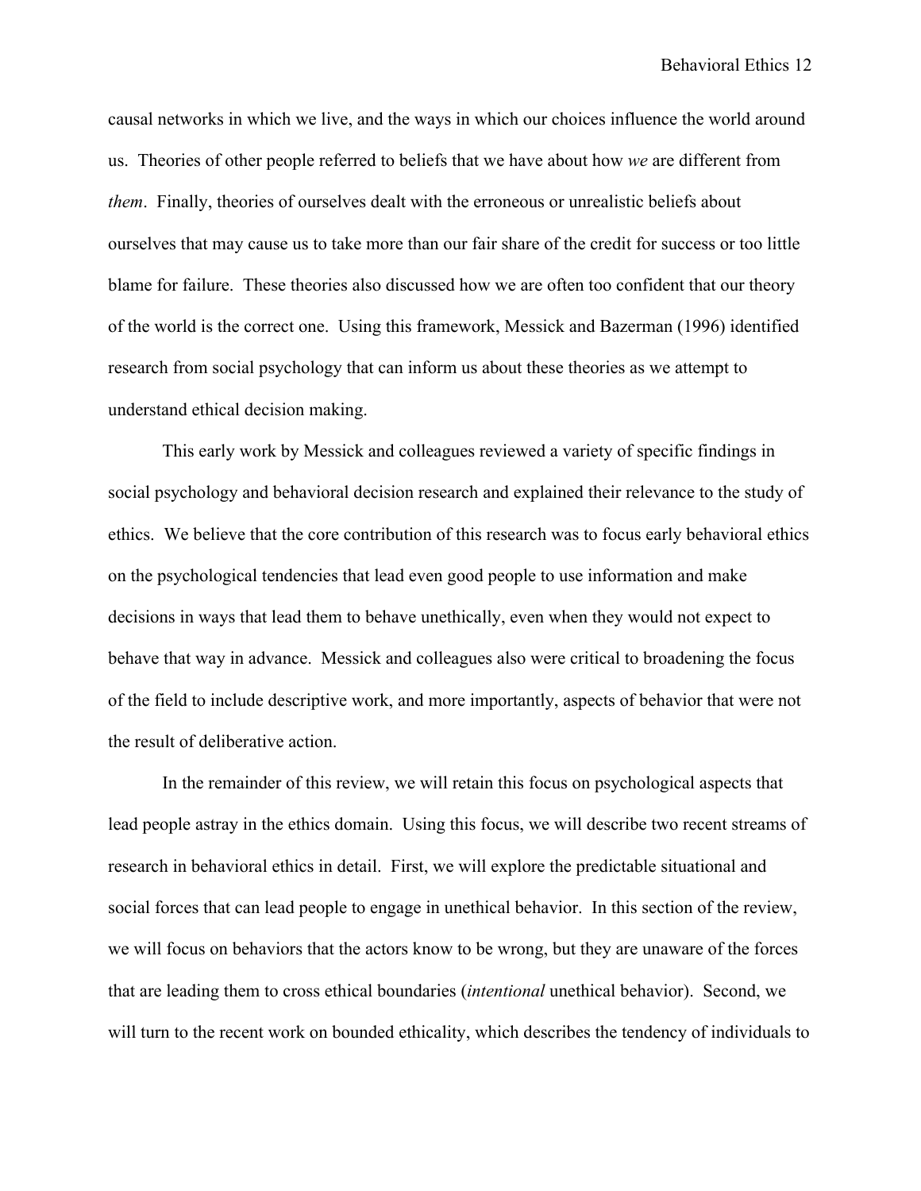causal networks in which we live, and the ways in which our choices influence the world around us. Theories of other people referred to beliefs that we have about how *we* are different from *them*. Finally, theories of ourselves dealt with the erroneous or unrealistic beliefs about ourselves that may cause us to take more than our fair share of the credit for success or too little blame for failure. These theories also discussed how we are often too confident that our theory of the world is the correct one. Using this framework, Messick and Bazerman (1996) identified research from social psychology that can inform us about these theories as we attempt to understand ethical decision making.

This early work by Messick and colleagues reviewed a variety of specific findings in social psychology and behavioral decision research and explained their relevance to the study of ethics. We believe that the core contribution of this research was to focus early behavioral ethics on the psychological tendencies that lead even good people to use information and make decisions in ways that lead them to behave unethically, even when they would not expect to behave that way in advance. Messick and colleagues also were critical to broadening the focus of the field to include descriptive work, and more importantly, aspects of behavior that were not the result of deliberative action.

In the remainder of this review, we will retain this focus on psychological aspects that lead people astray in the ethics domain. Using this focus, we will describe two recent streams of research in behavioral ethics in detail. First, we will explore the predictable situational and social forces that can lead people to engage in unethical behavior. In this section of the review, we will focus on behaviors that the actors know to be wrong, but they are unaware of the forces that are leading them to cross ethical boundaries (*intentional* unethical behavior). Second, we will turn to the recent work on bounded ethicality, which describes the tendency of individuals to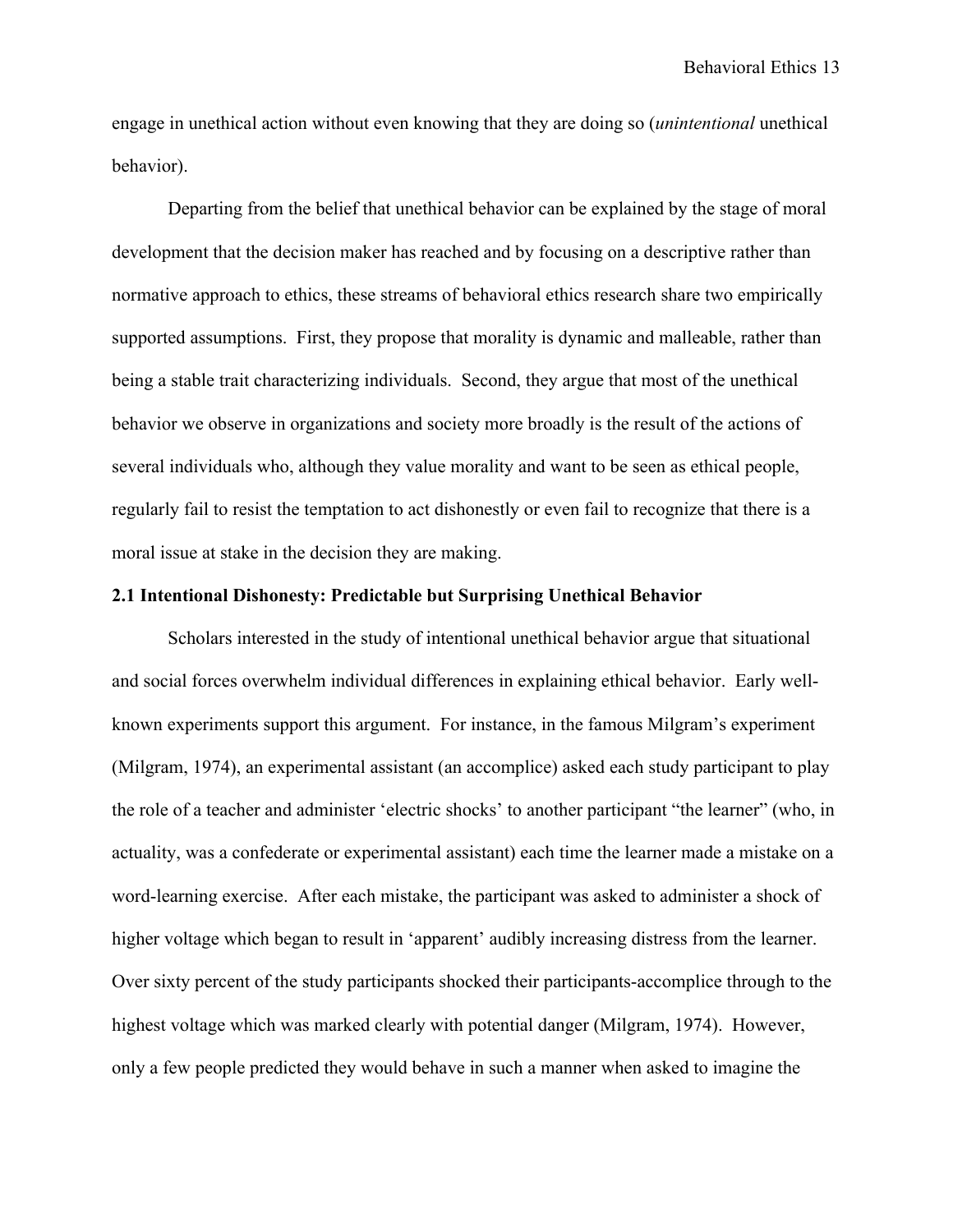engage in unethical action without even knowing that they are doing so (*unintentional* unethical behavior).

Departing from the belief that unethical behavior can be explained by the stage of moral development that the decision maker has reached and by focusing on a descriptive rather than normative approach to ethics, these streams of behavioral ethics research share two empirically supported assumptions. First, they propose that morality is dynamic and malleable, rather than being a stable trait characterizing individuals. Second, they argue that most of the unethical behavior we observe in organizations and society more broadly is the result of the actions of several individuals who, although they value morality and want to be seen as ethical people, regularly fail to resist the temptation to act dishonestly or even fail to recognize that there is a moral issue at stake in the decision they are making.

### 2.1 Intentional Dishonesty: Predictable but Surprising Unethical Behavior

Scholars interested in the study of intentional unethical behavior argue that situational and social forces overwhelm individual differences in explaining ethical behavior. Early well-known experiments support this argument. For instance, in the famous Milgram's experiment (Milgram, 1974), an experimental assistant (an accomplice) asked each study participant to play the role of a teacher and administer 'electric shocks' to another participant "the learner" (who, in actuality, was a confederate or experimental assistant) each time the learner made a mistake on a word-learning exercise. After each mistake, the participant was asked to administer a shock of higher voltage which began to result in 'apparent' audibly increasing distress from the learner. Over sixty percent of the study participants shocked their participants-accomplice through to the highest voltage which was marked clearly with potential danger (Milgram, 1974). However, only a few people predicted they would behave in such a manner when asked to imagine the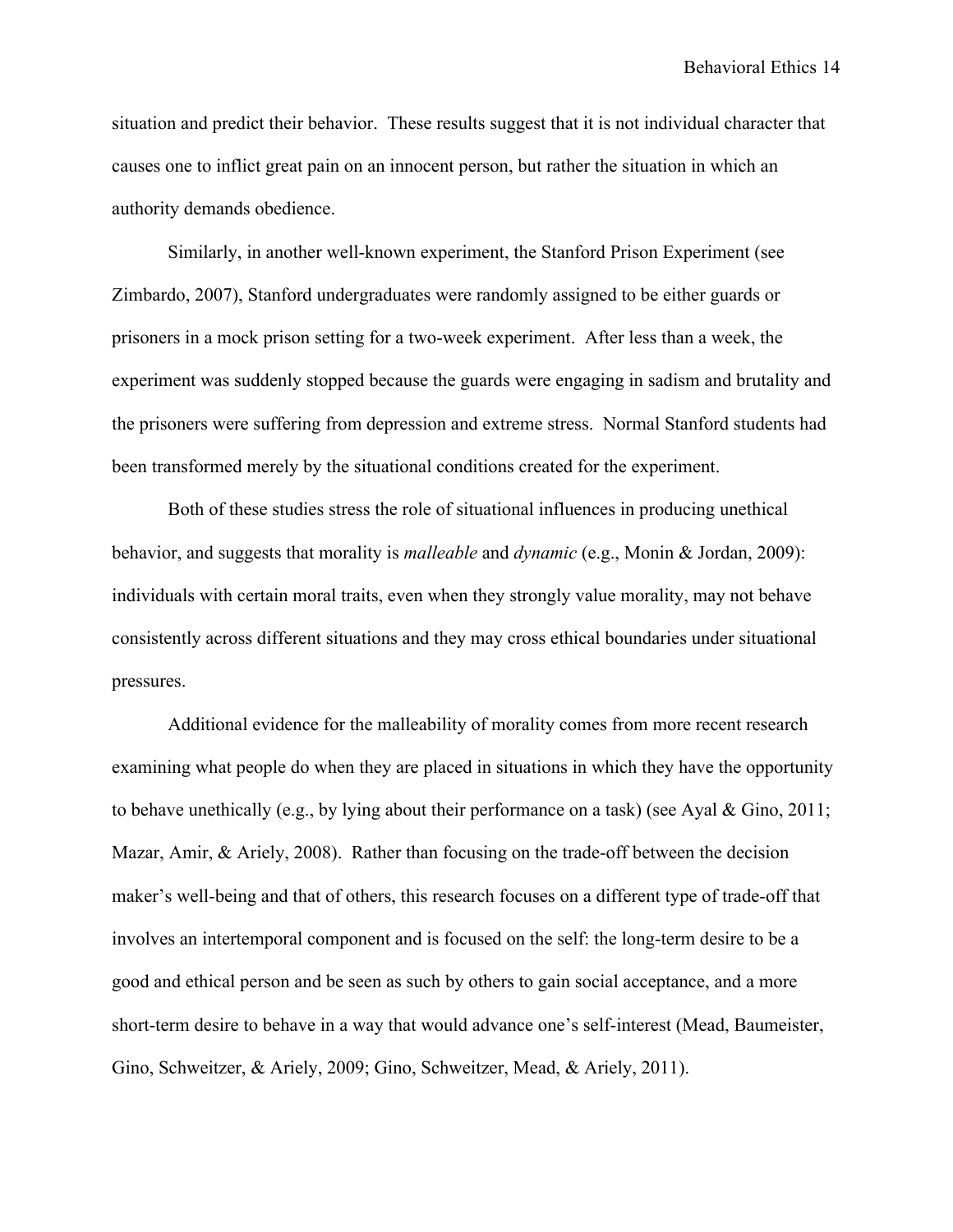situation and predict their behavior. These results suggest that it is not individual character that causes one to inflict great pain on an innocent person, but rather the situation in which an authority demands obedience.

Similarly, in another well-known experiment, the Stanford Prison Experiment (see Zimbardo, 2007), Stanford undergraduates were randomly assigned to be either guards or prisoners in a mock prison setting for a two-week experiment. After less than a week, the experiment was suddenly stopped because the guards were engaging in sadism and brutality and the prisoners were suffering from depression and extreme stress. Normal Stanford students had been transformed merely by the situational conditions created for the experiment.

Both of these studies stress the role of situational influences in producing unethical behavior, and suggests that morality is *malleable* and *dynamic* (e.g., Monin & Jordan, 2009): individuals with certain moral traits, even when they strongly value morality, may not behave consistently across different situations and they may cross ethical boundaries under situational pressures.

Additional evidence for the malleability of morality comes from more recent research examining what people do when they are placed in situations in which they have the opportunity to behave unethically (e.g., by lying about their performance on a task) (see Ayal & Gino, 2011; Mazar, Amir, & Ariely, 2008). Rather than focusing on the trade-off between the decision maker's well-being and that of others, this research focuses on a different type of trade-off that involves an intertemporal component and is focused on the self: the long-term desire to be a good and ethical person and be seen as such by others to gain social acceptance, and a more short-term desire to behave in a way that would advance one's self-interest (Mead, Baumeister, Gino, Schweitzer, & Ariely, 2009; Gino, Schweitzer, Mead, & Ariely, 2011).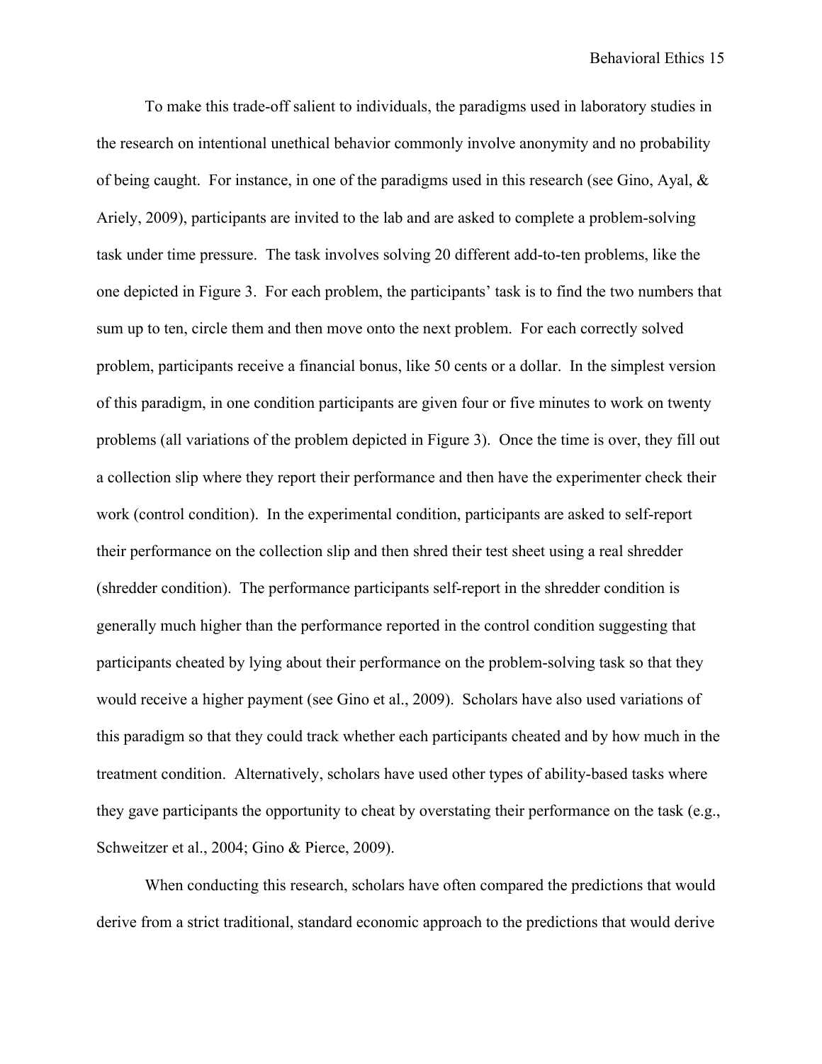To make this trade-off salient to individuals, the paradigms used in laboratory studies in the research on intentional unethical behavior commonly involve anonymity and no probability of being caught. For instance, in one of the paradigms used in this research (see Gino, Ayal, & Ariely, 2009), participants are invited to the lab and are asked to complete a problem-solving task under time pressure. The task involves solving 20 different add-to-ten problems, like the one depicted in Figure 3. For each problem, the participants' task is to find the two numbers that sum up to ten, circle them and then move onto the next problem. For each correctly solved problem, participants receive a financial bonus, like 50 cents or a dollar. In the simplest version of this paradigm, in one condition participants are given four or five minutes to work on twenty problems (all variations of the problem depicted in Figure 3). Once the time is over, they fill out a collection slip where they report their performance and then have the experimenter check their work (control condition). In the experimental condition, participants are asked to self-report their performance on the collection slip and then shred their test sheet using a real shredder (shredder condition). The performance participants self-report in the shredder condition is generally much higher than the performance reported in the control condition suggesting that participants cheated by lying about their performance on the problem-solving task so that they would receive a higher payment (see Gino et al., 2009). Scholars have also used variations of this paradigm so that they could track whether each participants cheated and by how much in the treatment condition. Alternatively, scholars have used other types of ability-based tasks where they gave participants the opportunity to cheat by overstating their performance on the task (e.g., Schweitzer et al., 2004; Gino & Pierce, 2009).

When conducting this research, scholars have often compared the predictions that would derive from a strict traditional, standard economic approach to the predictions that would derive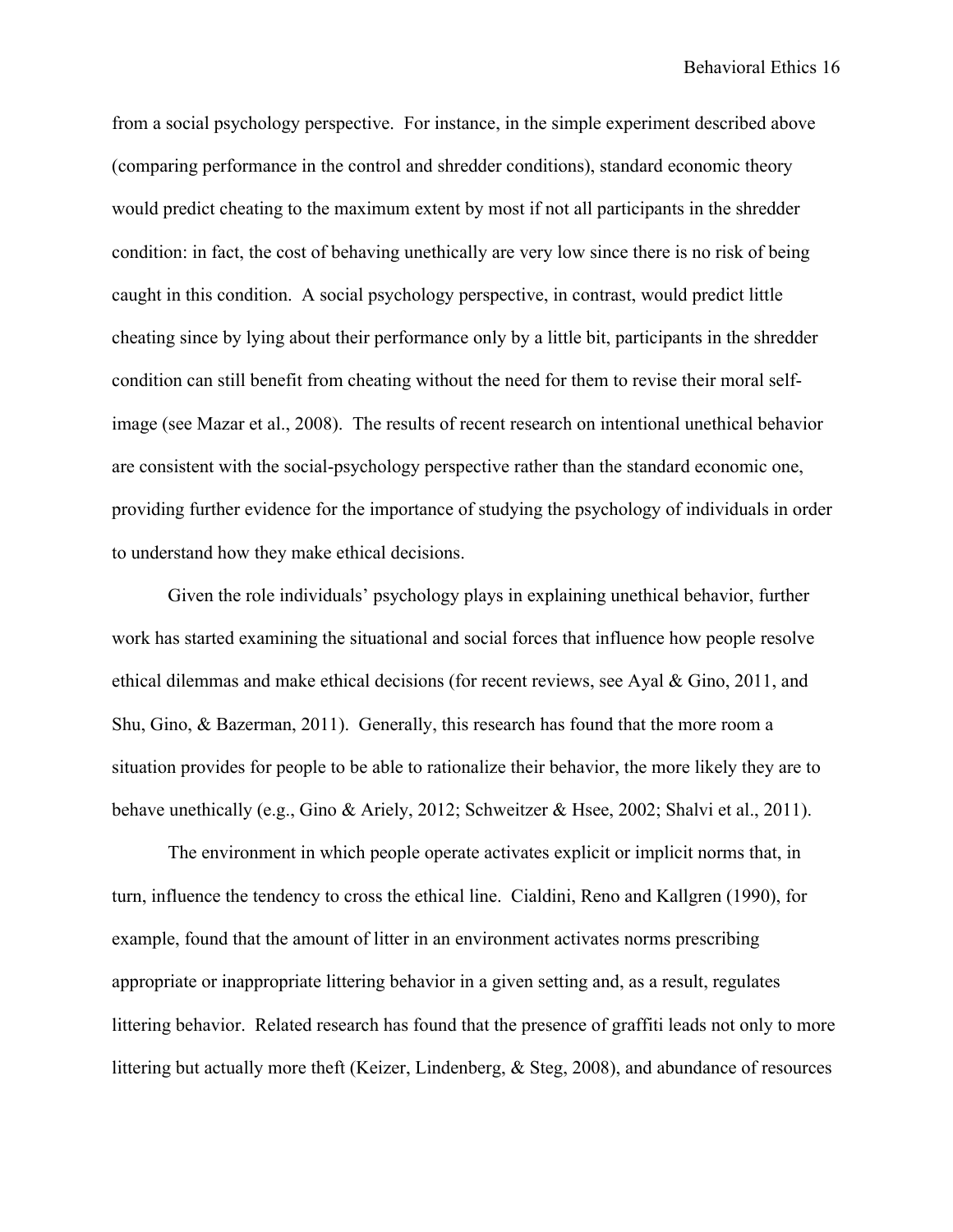from a social psychology perspective. For instance, in the simple experiment described above (comparing performance in the control and shredder conditions), standard economic theory would predict cheating to the maximum extent by most if not all participants in the shredder condition: in fact, the cost of behaving unethically are very low since there is no risk of being caught in this condition. A social psychology perspective, in contrast, would predict little cheating since by lying about their performance only by a little bit, participants in the shredder condition can still benefit from cheating without the need for them to revise their moral self-image (see Mazar et al., 2008). The results of recent research on intentional unethical behavior are consistent with the social-psychology perspective rather than the standard economic one, providing further evidence for the importance of studying the psychology of individuals in order to understand how they make ethical decisions.

Given the role individuals' psychology plays in explaining unethical behavior, further work has started examining the situational and social forces that influence how people resolve ethical dilemmas and make ethical decisions (for recent reviews, see Ayal & Gino, 2011, and Shu, Gino, & Bazerman, 2011). Generally, this research has found that the more room a situation provides for people to be able to rationalize their behavior, the more likely they are to behave unethically (e.g., Gino & Ariely, 2012; Schweitzer & Hsee, 2002; Shalvi et al., 2011).

The environment in which people operate activates explicit or implicit norms that, in turn, influence the tendency to cross the ethical line. Cialdini, Reno and Kallgren (1990), for example, found that the amount of litter in an environment activates norms prescribing appropriate or inappropriate littering behavior in a given setting and, as a result, regulates littering behavior. Related research has found that the presence of graffiti leads not only to more littering but actually more theft (Keizer, Lindenberg, & Steg, 2008), and abundance of resources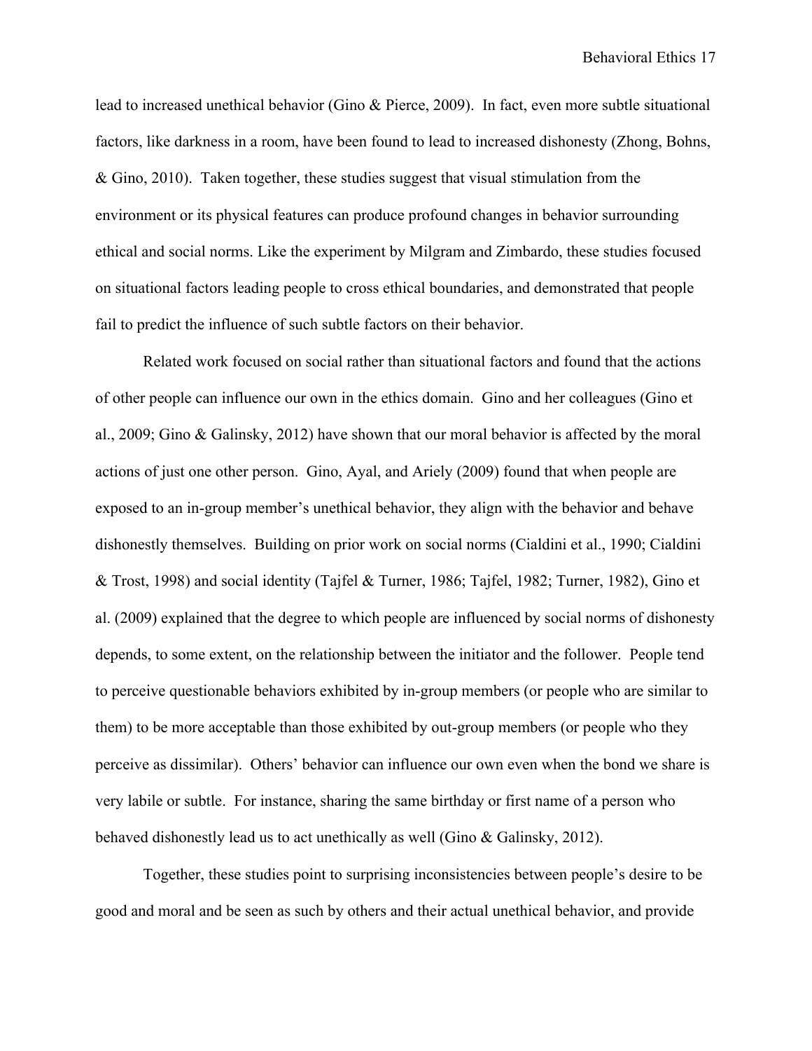lead to increased unethical behavior (Gino & Pierce, 2009). In fact, even more subtle situational factors, like darkness in a room, have been found to lead to increased dishonesty (Zhong, Bohns, & Gino, 2010). Taken together, these studies suggest that visual stimulation from the environment or its physical features can produce profound changes in behavior surrounding ethical and social norms. Like the experiment by Milgram and Zimbardo, these studies focused on situational factors leading people to cross ethical boundaries, and demonstrated that people fail to predict the influence of such subtle factors on their behavior.

Related work focused on social rather than situational factors and found that the actions of other people can influence our own in the ethics domain. Gino and her colleagues (Gino et al., 2009; Gino & Galinsky, 2012) have shown that our moral behavior is affected by the moral actions of just one other person. Gino, Ayal, and Ariely (2009) found that when people are exposed to an in-group member's unethical behavior, they align with the behavior and behave dishonestly themselves. Building on prior work on social norms (Cialdini et al., 1990; Cialdini & Trost, 1998) and social identity (Tajfel & Turner, 1986; Tajfel, 1982; Turner, 1982), Gino et al. (2009) explained that the degree to which people are influenced by social norms of dishonesty depends, to some extent, on the relationship between the initiator and the follower. People tend to perceive questionable behaviors exhibited by in-group members (or people who are similar to them) to be more acceptable than those exhibited by out-group members (or people who they perceive as dissimilar). Others' behavior can influence our own even when the bond we share is very labile or subtle. For instance, sharing the same birthday or first name of a person who behaved dishonestly lead us to act unethically as well (Gino & Galinsky, 2012).

Together, these studies point to surprising inconsistencies between people's desire to be good and moral and be seen as such by others and their actual unethical behavior, and provide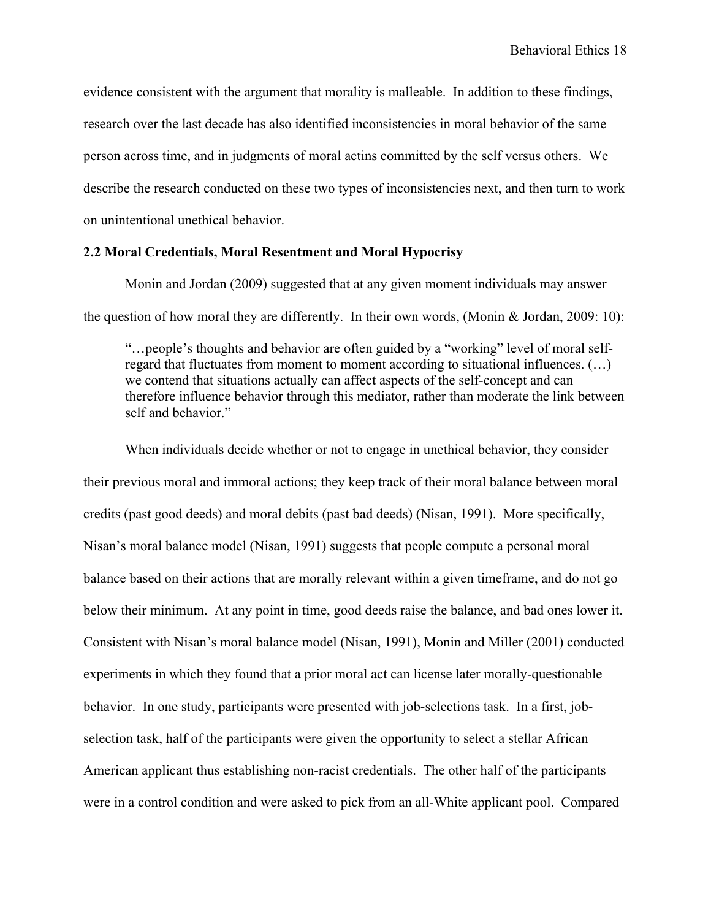evidence consistent with the argument that morality is malleable. In addition to these findings, research over the last decade has also identified inconsistencies in moral behavior of the same person across time, and in judgments of moral actins committed by the self versus others. We describe the research conducted on these two types of inconsistencies next, and then turn to work on unintentional unethical behavior.

## 2.2 Moral Credentials, Moral Resentment and Moral Hypocrisy

Monin and Jordan (2009) suggested that at any given moment individuals may answer the question of how moral they are differently. In their own words, (Monin & Jordan, 2009: 10):

> "…people's thoughts and behavior are often guided by a "working" level of moral self-regard that fluctuates from moment to moment according to situational influences. (…) we contend that situations actually can affect aspects of the self-concept and can therefore influence behavior through this mediator, rather than moderate the link between self and behavior."

When individuals decide whether or not to engage in unethical behavior, they consider their previous moral and immoral actions; they keep track of their moral balance between moral credits (past good deeds) and moral debits (past bad deeds) (Nisan, 1991). More specifically, Nisan's moral balance model (Nisan, 1991) suggests that people compute a personal moral balance based on their actions that are morally relevant within a given timeframe, and do not go below their minimum. At any point in time, good deeds raise the balance, and bad ones lower it. Consistent with Nisan's moral balance model (Nisan, 1991), Monin and Miller (2001) conducted experiments in which they found that a prior moral act can license later morally-questionable behavior. In one study, participants were presented with job-selections task. In a first, job-selection task, half of the participants were given the opportunity to select a stellar African American applicant thus establishing non-racist credentials. The other half of the participants were in a control condition and were asked to pick from an all-White applicant pool. Compared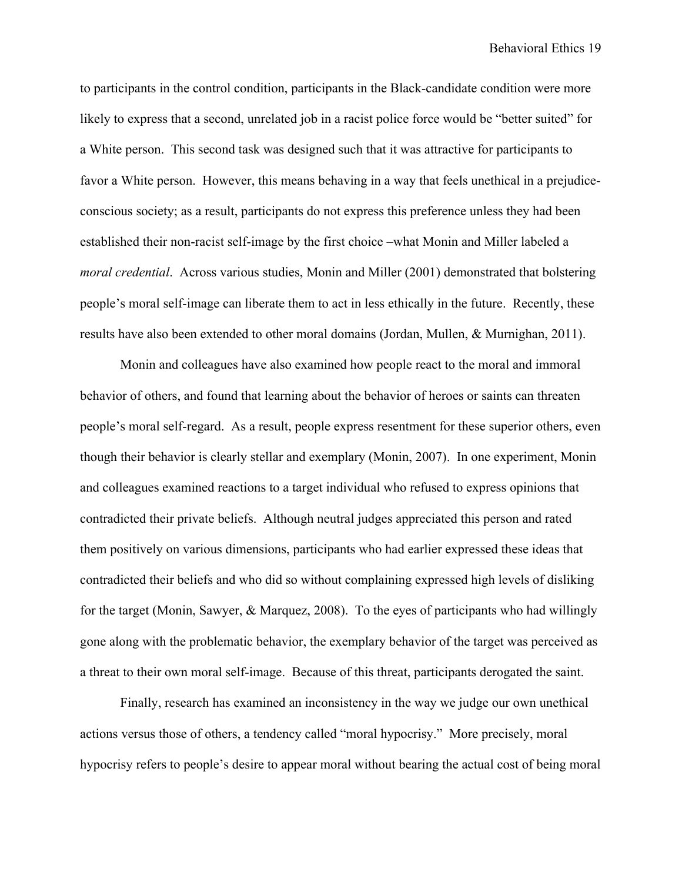to participants in the control condition, participants in the Black-candidate condition were more likely to express that a second, unrelated job in a racist police force would be "better suited" for a White person. This second task was designed such that it was attractive for participants to favor a White person. However, this means behaving in a way that feels unethical in a prejudice-conscious society; as a result, participants do not express this preference unless they had been established their non-racist self-image by the first choice –what Monin and Miller labeled a *moral credential*. Across various studies, Monin and Miller (2001) demonstrated that bolstering people's moral self-image can liberate them to act in less ethically in the future. Recently, these results have also been extended to other moral domains (Jordan, Mullen, & Murnighan, 2011).

Monin and colleagues have also examined how people react to the moral and immoral behavior of others, and found that learning about the behavior of heroes or saints can threaten people's moral self-regard. As a result, people express resentment for these superior others, even though their behavior is clearly stellar and exemplary (Monin, 2007). In one experiment, Monin and colleagues examined reactions to a target individual who refused to express opinions that contradicted their private beliefs. Although neutral judges appreciated this person and rated them positively on various dimensions, participants who had earlier expressed these ideas that contradicted their beliefs and who did so without complaining expressed high levels of disliking for the target (Monin, Sawyer, & Marquez, 2008). To the eyes of participants who had willingly gone along with the problematic behavior, the exemplary behavior of the target was perceived as a threat to their own moral self-image. Because of this threat, participants derogated the saint.

Finally, research has examined an inconsistency in the way we judge our own unethical actions versus those of others, a tendency called "moral hypocrisy." More precisely, moral hypocrisy refers to people's desire to appear moral without bearing the actual cost of being moral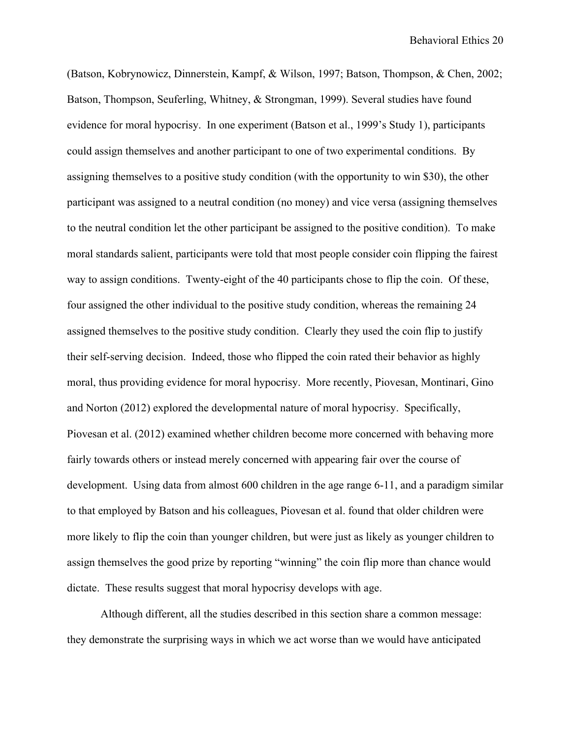(Batson, Kobrynowicz, Dinnerstein, Kampf, & Wilson, 1997; Batson, Thompson, & Chen, 2002; Batson, Thompson, Seuferling, Whitney, & Strongman, 1999). Several studies have found evidence for moral hypocrisy. In one experiment (Batson et al., 1999's Study 1), participants could assign themselves and another participant to one of two experimental conditions. By assigning themselves to a positive study condition (with the opportunity to win $30), the other participant was assigned to a neutral condition (no money) and vice versa (assigning themselves to the neutral condition let the other participant be assigned to the positive condition). To make moral standards salient, participants were told that most people consider coin flipping the fairest way to assign conditions. Twenty-eight of the 40 participants chose to flip the coin. Of these, four assigned the other individual to the positive study condition, whereas the remaining 24 assigned themselves to the positive study condition. Clearly they used the coin flip to justify their self-serving decision. Indeed, those who flipped the coin rated their behavior as highly moral, thus providing evidence for moral hypocrisy. More recently, Piovesan, Montinari, Gino and Norton (2012) explored the developmental nature of moral hypocrisy. Specifically, Piovesan et al. (2012) examined whether children become more concerned with behaving more fairly towards others or instead merely concerned with appearing fair over the course of development. Using data from almost 600 children in the age range 6-11, and a paradigm similar to that employed by Batson and his colleagues, Piovesan et al. found that older children were more likely to flip the coin than younger children, but were just as likely as younger children to assign themselves the good prize by reporting "winning" the coin flip more than chance would dictate. These results suggest that moral hypocrisy develops with age.

Although different, all the studies described in this section share a common message: they demonstrate the surprising ways in which we act worse than we would have anticipated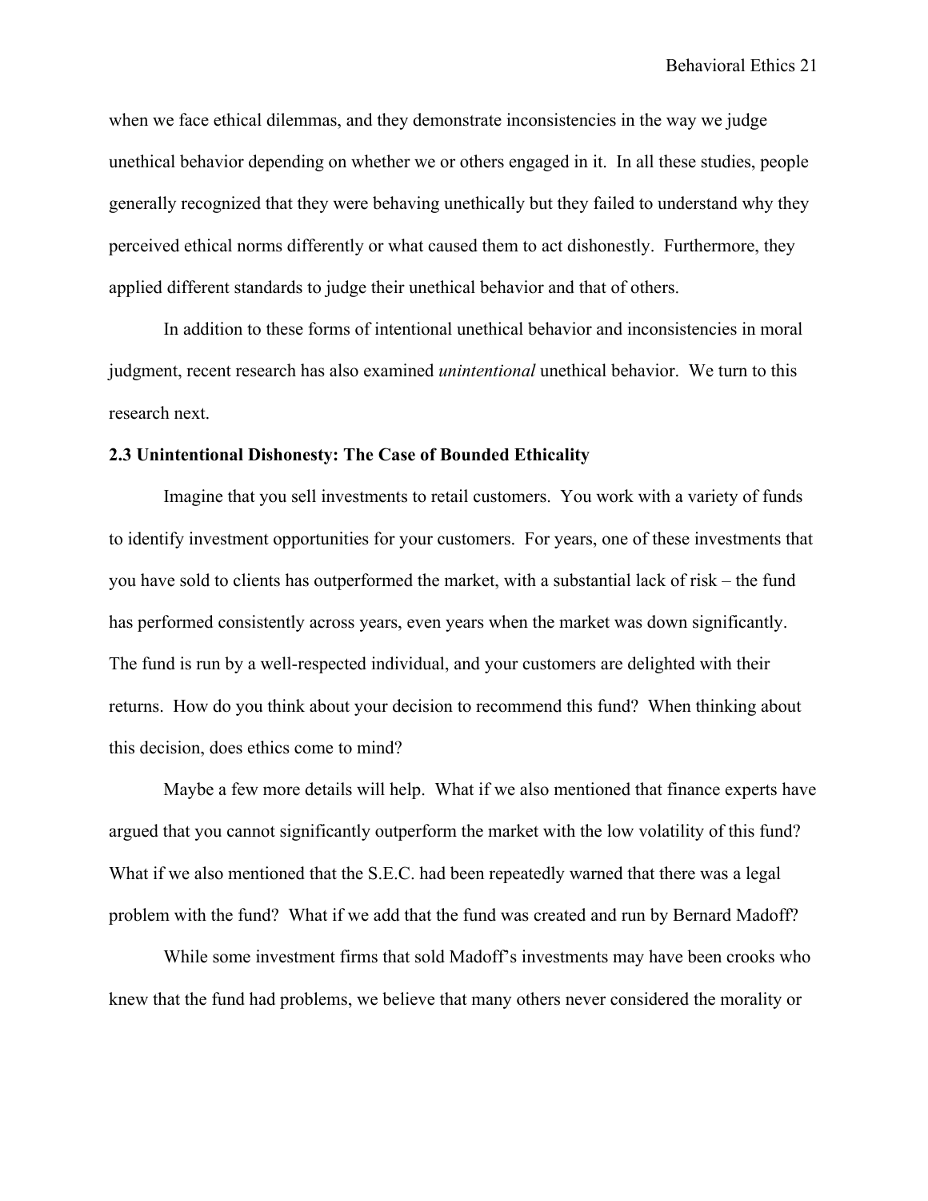when we face ethical dilemmas, and they demonstrate inconsistencies in the way we judge unethical behavior depending on whether we or others engaged in it. In all these studies, people generally recognized that they were behaving unethically but they failed to understand why they perceived ethical norms differently or what caused them to act dishonestly. Furthermore, they applied different standards to judge their unethical behavior and that of others.

In addition to these forms of intentional unethical behavior and inconsistencies in moral judgment, recent research has also examined *unintentional* unethical behavior. We turn to this research next.

**2.3 Unintentional Dishonesty: The Case of Bounded Ethicality**

Imagine that you sell investments to retail customers. You work with a variety of funds to identify investment opportunities for your customers. For years, one of these investments that you have sold to clients has outperformed the market, with a substantial lack of risk – the fund has performed consistently across years, even years when the market was down significantly. The fund is run by a well-respected individual, and your customers are delighted with their returns. How do you think about your decision to recommend this fund? When thinking about this decision, does ethics come to mind?

Maybe a few more details will help. What if we also mentioned that finance experts have argued that you cannot significantly outperform the market with the low volatility of this fund? What if we also mentioned that the S.E.C. had been repeatedly warned that there was a legal problem with the fund? What if we add that the fund was created and run by Bernard Madoff?

While some investment firms that sold Madoff's investments may have been crooks who knew that the fund had problems, we believe that many others never considered the morality or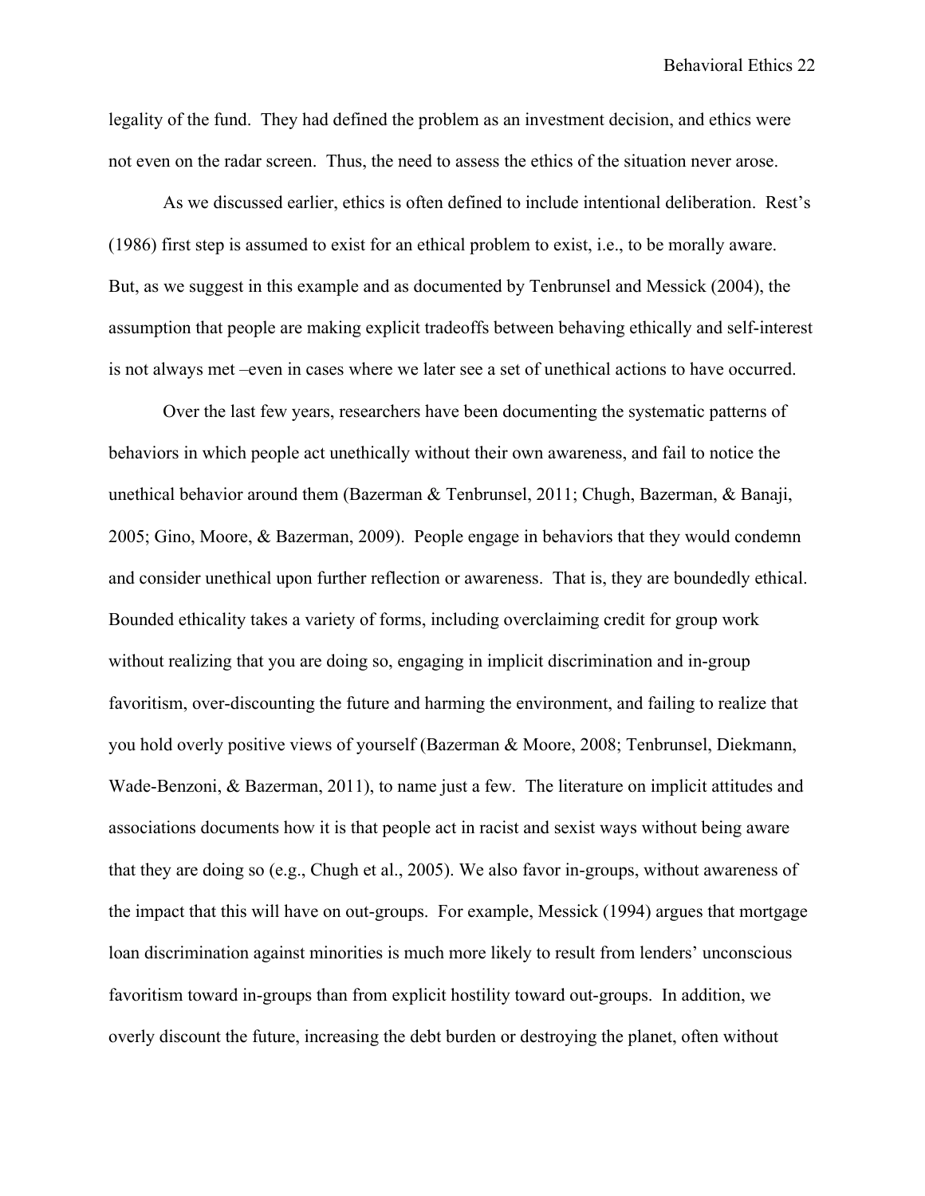legality of the fund. They had defined the problem as an investment decision, and ethics were not even on the radar screen. Thus, the need to assess the ethics of the situation never arose.

As we discussed earlier, ethics is often defined to include intentional deliberation. Rest's (1986) first step is assumed to exist for an ethical problem to exist, i.e., to be morally aware. But, as we suggest in this example and as documented by Tenbrunsel and Messick (2004), the assumption that people are making explicit tradeoffs between behaving ethically and self-interest is not always met –even in cases where we later see a set of unethical actions to have occurred.

Over the last few years, researchers have been documenting the systematic patterns of behaviors in which people act unethically without their own awareness, and fail to notice the unethical behavior around them (Bazerman & Tenbrunsel, 2011; Chugh, Bazerman, & Banaji, 2005; Gino, Moore, & Bazerman, 2009). People engage in behaviors that they would condemn and consider unethical upon further reflection or awareness. That is, they are boundedly ethical. Bounded ethicality takes a variety of forms, including overclaiming credit for group work without realizing that you are doing so, engaging in implicit discrimination and in-group favoritism, over-discounting the future and harming the environment, and failing to realize that you hold overly positive views of yourself (Bazerman & Moore, 2008; Tenbrunsel, Diekmann, Wade-Benzoni, & Bazerman, 2011), to name just a few. The literature on implicit attitudes and associations documents how it is that people act in racist and sexist ways without being aware that they are doing so (e.g., Chugh et al., 2005). We also favor in-groups, without awareness of the impact that this will have on out-groups. For example, Messick (1994) argues that mortgage loan discrimination against minorities is much more likely to result from lenders' unconscious favoritism toward in-groups than from explicit hostility toward out-groups. In addition, we overly discount the future, increasing the debt burden or destroying the planet, often without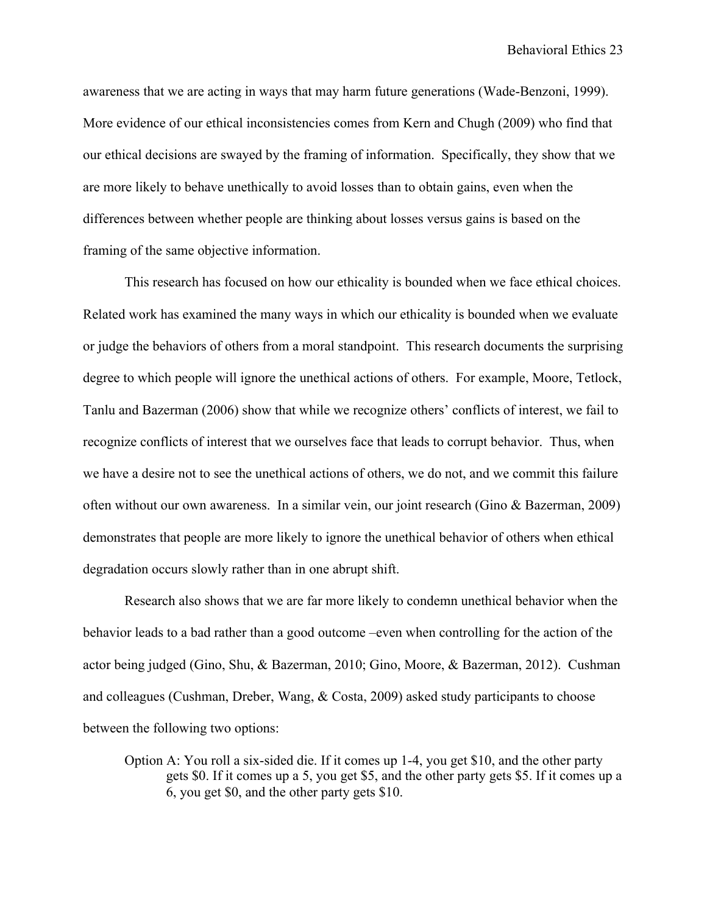awareness that we are acting in ways that may harm future generations (Wade-Benzoni, 1999). More evidence of our ethical inconsistencies comes from Kern and Chugh (2009) who find that our ethical decisions are swayed by the framing of information. Specifically, they show that we are more likely to behave unethically to avoid losses than to obtain gains, even when the differences between whether people are thinking about losses versus gains is based on the framing of the same objective information.

This research has focused on how our ethicality is bounded when we face ethical choices. Related work has examined the many ways in which our ethicality is bounded when we evaluate or judge the behaviors of others from a moral standpoint. This research documents the surprising degree to which people will ignore the unethical actions of others. For example, Moore, Tetlock, Tanlu and Bazerman (2006) show that while we recognize others' conflicts of interest, we fail to recognize conflicts of interest that we ourselves face that leads to corrupt behavior. Thus, when we have a desire not to see the unethical actions of others, we do not, and we commit this failure often without our own awareness. In a similar vein, our joint research (Gino & Bazerman, 2009) demonstrates that people are more likely to ignore the unethical behavior of others when ethical degradation occurs slowly rather than in one abrupt shift.

Research also shows that we are far more likely to condemn unethical behavior when the behavior leads to a bad rather than a good outcome –even when controlling for the action of the actor being judged (Gino, Shu, & Bazerman, 2010; Gino, Moore, & Bazerman, 2012). Cushman and colleagues (Cushman, Dreber, Wang, & Costa, 2009) asked study participants to choose between the following two options:

> Option A: You roll a six-sided die. If it comes up 1-4, you get $10, and the other party gets $0. If it comes up a 5, you get $5, and the other party gets $5. If it comes up a 6, you get $0, and the other party gets $10.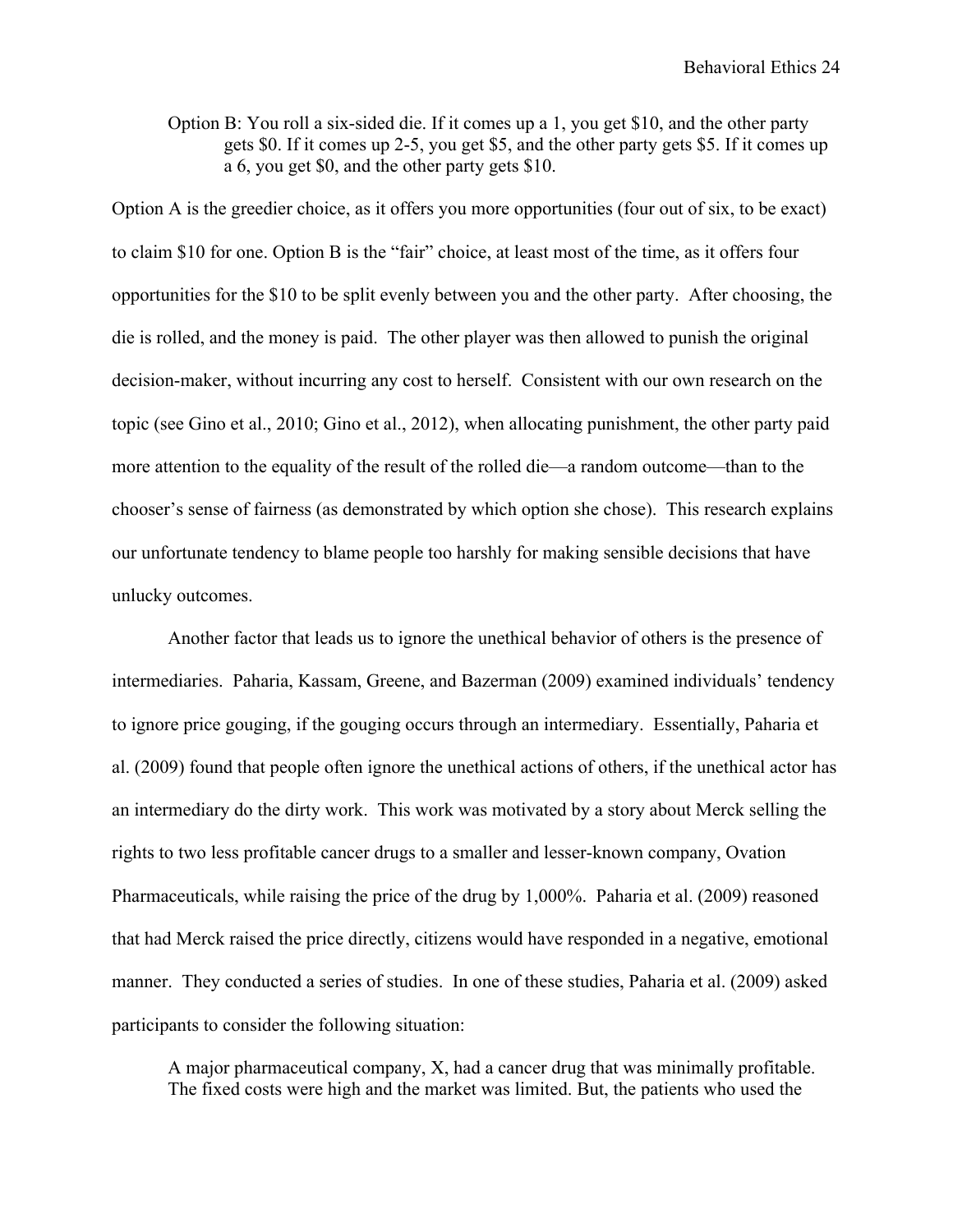> Option B: You roll a six-sided die. If it comes up a 1, you get $10, and the other party gets $0. If it comes up 2-5, you get $5, and the other party gets $5. If it comes up a 6, you get $0, and the other party gets $10.

Option A is the greedier choice, as it offers you more opportunities (four out of six, to be exact) to claim $10 for one. Option B is the "fair" choice, at least most of the time, as it offers four opportunities for the $10 to be split evenly between you and the other party. After choosing, the die is rolled, and the money is paid. The other player was then allowed to punish the original decision-maker, without incurring any cost to herself. Consistent with our own research on the topic (see Gino et al., 2010; Gino et al., 2012), when allocating punishment, the other party paid more attention to the equality of the result of the rolled die—a random outcome—than to the chooser's sense of fairness (as demonstrated by which option she chose). This research explains our unfortunate tendency to blame people too harshly for making sensible decisions that have unlucky outcomes.

Another factor that leads us to ignore the unethical behavior of others is the presence of intermediaries. Paharia, Kassam, Greene, and Bazerman (2009) examined individuals' tendency to ignore price gouging, if the gouging occurs through an intermediary. Essentially, Paharia et al. (2009) found that people often ignore the unethical actions of others, if the unethical actor has an intermediary do the dirty work. This work was motivated by a story about Merck selling the rights to two less profitable cancer drugs to a smaller and lesser-known company, Ovation Pharmaceuticals, while raising the price of the drug by 1,000%. Paharia et al. (2009) reasoned that had Merck raised the price directly, citizens would have responded in a negative, emotional manner. They conducted a series of studies. In one of these studies, Paharia et al. (2009) asked participants to consider the following situation:

> A major pharmaceutical company, X, had a cancer drug that was minimally profitable. The fixed costs were high and the market was limited. But, the patients who used the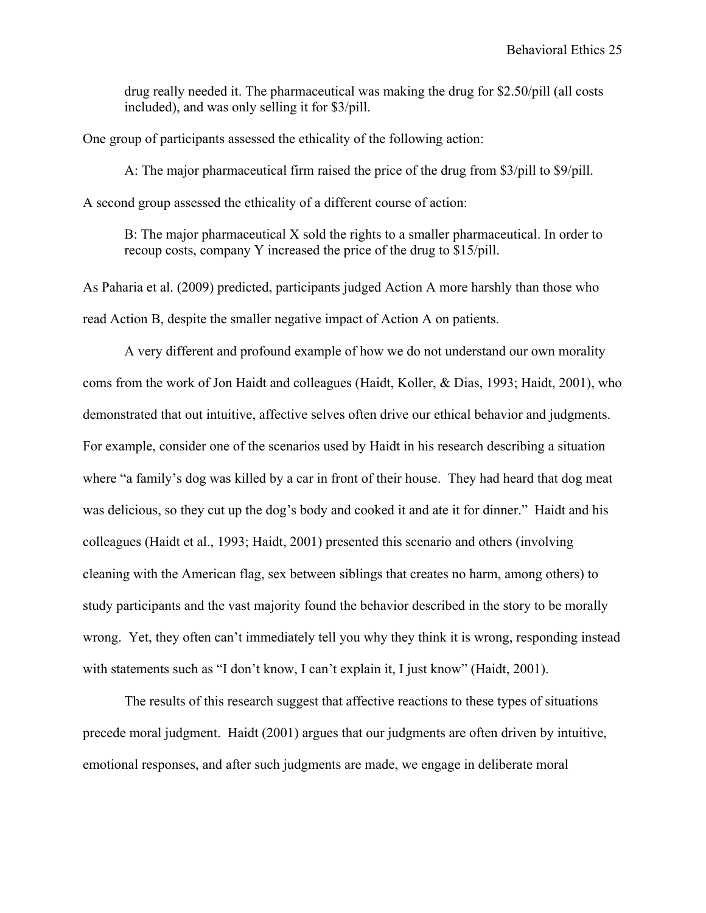drug really needed it. The pharmaceutical was making the drug for $2.50/pill (all costs included), and was only selling it for $3/pill.

One group of participants assessed the ethicality of the following action:

> A: The major pharmaceutical firm raised the price of the drug from $3/pill to $9/pill.

A second group assessed the ethicality of a different course of action:

> B: The major pharmaceutical X sold the rights to a smaller pharmaceutical. In order to recoup costs, company Y increased the price of the drug to $15/pill.

As Paharia et al. (2009) predicted, participants judged Action A more harshly than those who read Action B, despite the smaller negative impact of Action A on patients.

A very different and profound example of how we do not understand our own morality coms from the work of Jon Haidt and colleagues (Haidt, Koller, & Dias, 1993; Haidt, 2001), who demonstrated that out intuitive, affective selves often drive our ethical behavior and judgments. For example, consider one of the scenarios used by Haidt in his research describing a situation where "a family's dog was killed by a car in front of their house. They had heard that dog meat was delicious, so they cut up the dog's body and cooked it and ate it for dinner." Haidt and his colleagues (Haidt et al., 1993; Haidt, 2001) presented this scenario and others (involving cleaning with the American flag, sex between siblings that creates no harm, among others) to study participants and the vast majority found the behavior described in the story to be morally wrong. Yet, they often can't immediately tell you why they think it is wrong, responding instead with statements such as "I don't know, I can't explain it, I just know" (Haidt, 2001).

The results of this research suggest that affective reactions to these types of situations precede moral judgment. Haidt (2001) argues that our judgments are often driven by intuitive, emotional responses, and after such judgments are made, we engage in deliberate moral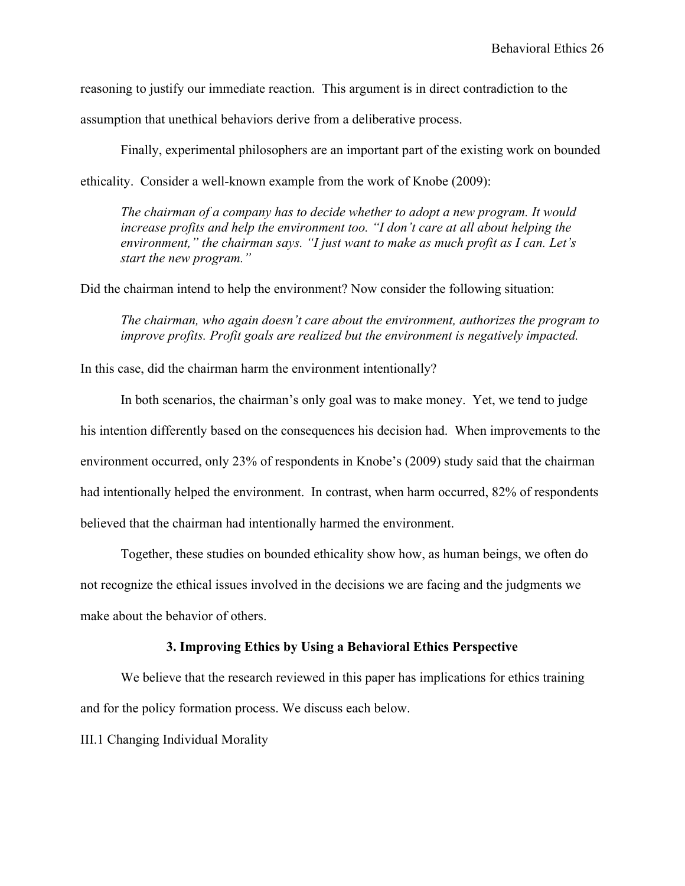reasoning to justify our immediate reaction. This argument is in direct contradiction to the assumption that unethical behaviors derive from a deliberative process.

Finally, experimental philosophers are an important part of the existing work on bounded ethicality. Consider a well-known example from the work of Knobe (2009):

> *The chairman of a company has to decide whether to adopt a new program. It would increase profits and help the environment too. "I don't care at all about helping the environment," the chairman says. "I just want to make as much profit as I can. Let's start the new program."*

Did the chairman intend to help the environment? Now consider the following situation:

> *The chairman, who again doesn't care about the environment, authorizes the program to improve profits. Profit goals are realized but the environment is negatively impacted.*

In this case, did the chairman harm the environment intentionally?

In both scenarios, the chairman's only goal was to make money. Yet, we tend to judge his intention differently based on the consequences his decision had. When improvements to the environment occurred, only 23% of respondents in Knobe's (2009) study said that the chairman had intentionally helped the environment. In contrast, when harm occurred, 82% of respondents believed that the chairman had intentionally harmed the environment.

Together, these studies on bounded ethicality show how, as human beings, we often do not recognize the ethical issues involved in the decisions we are facing and the judgments we make about the behavior of others.

## 3. Improving Ethics by Using a Behavioral Ethics Perspective

We believe that the research reviewed in this paper has implications for ethics training and for the policy formation process. We discuss each below.

### III.1 Changing Individual Morality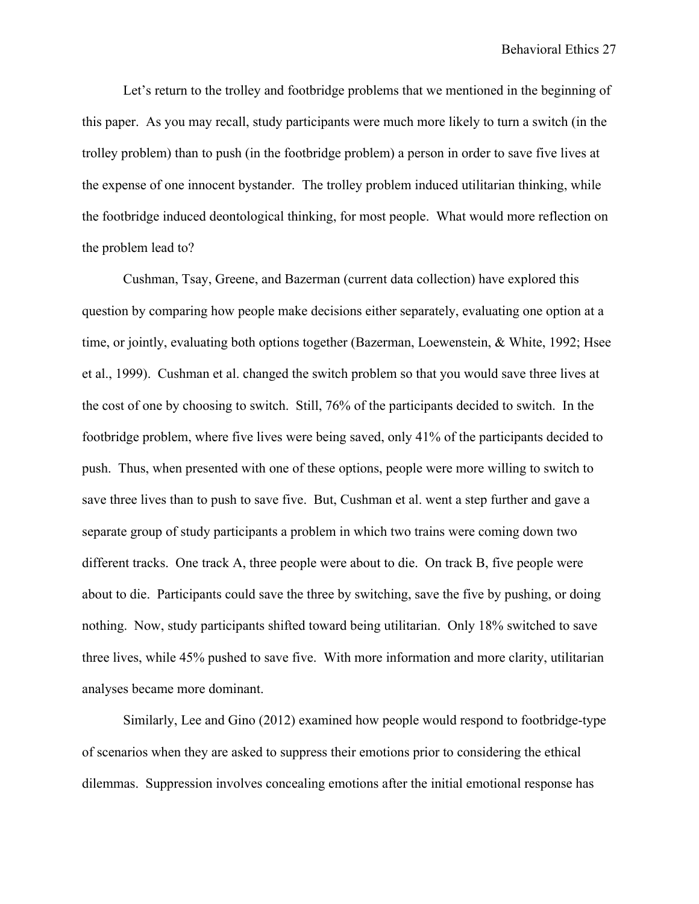Let's return to the trolley and footbridge problems that we mentioned in the beginning of this paper. As you may recall, study participants were much more likely to turn a switch (in the trolley problem) than to push (in the footbridge problem) a person in order to save five lives at the expense of one innocent bystander. The trolley problem induced utilitarian thinking, while the footbridge induced deontological thinking, for most people. What would more reflection on the problem lead to?

Cushman, Tsay, Greene, and Bazerman (current data collection) have explored this question by comparing how people make decisions either separately, evaluating one option at a time, or jointly, evaluating both options together (Bazerman, Loewenstein, & White, 1992; Hsee et al., 1999). Cushman et al. changed the switch problem so that you would save three lives at the cost of one by choosing to switch. Still, 76% of the participants decided to switch. In the footbridge problem, where five lives were being saved, only 41% of the participants decided to push. Thus, when presented with one of these options, people were more willing to switch to save three lives than to push to save five. But, Cushman et al. went a step further and gave a separate group of study participants a problem in which two trains were coming down two different tracks. One track A, three people were about to die. On track B, five people were about to die. Participants could save the three by switching, save the five by pushing, or doing nothing. Now, study participants shifted toward being utilitarian. Only 18% switched to save three lives, while 45% pushed to save five. With more information and more clarity, utilitarian analyses became more dominant.

Similarly, Lee and Gino (2012) examined how people would respond to footbridge-type of scenarios when they are asked to suppress their emotions prior to considering the ethical dilemmas. Suppression involves concealing emotions after the initial emotional response has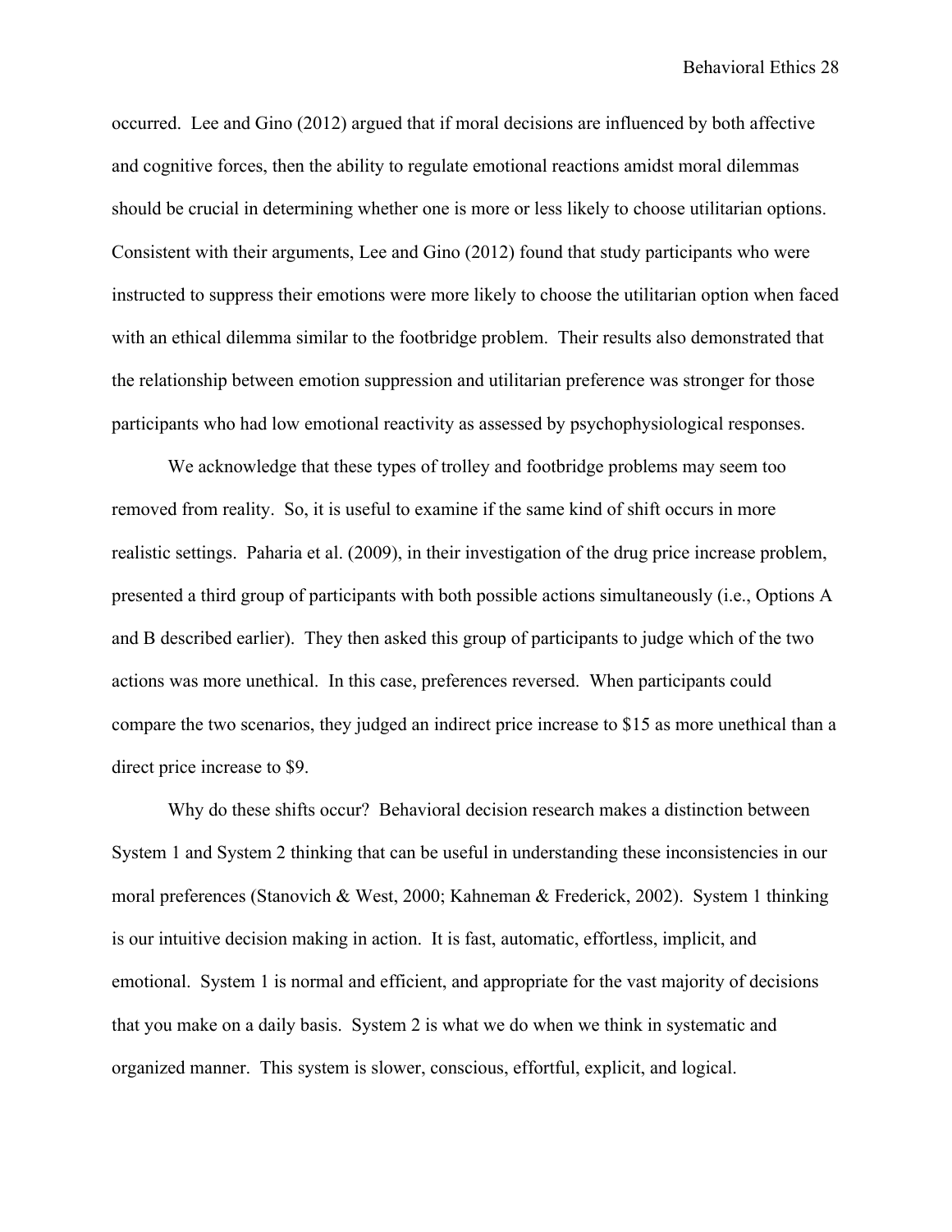occurred. Lee and Gino (2012) argued that if moral decisions are influenced by both affective and cognitive forces, then the ability to regulate emotional reactions amidst moral dilemmas should be crucial in determining whether one is more or less likely to choose utilitarian options. Consistent with their arguments, Lee and Gino (2012) found that study participants who were instructed to suppress their emotions were more likely to choose the utilitarian option when faced with an ethical dilemma similar to the footbridge problem. Their results also demonstrated that the relationship between emotion suppression and utilitarian preference was stronger for those participants who had low emotional reactivity as assessed by psychophysiological responses.

We acknowledge that these types of trolley and footbridge problems may seem too removed from reality. So, it is useful to examine if the same kind of shift occurs in more realistic settings. Paharia et al. (2009), in their investigation of the drug price increase problem, presented a third group of participants with both possible actions simultaneously (i.e., Options A and B described earlier). They then asked this group of participants to judge which of the two actions was more unethical. In this case, preferences reversed. When participants could compare the two scenarios, they judged an indirect price increase to $15 as more unethical than a direct price increase to $9.

Why do these shifts occur? Behavioral decision research makes a distinction between System 1 and System 2 thinking that can be useful in understanding these inconsistencies in our moral preferences (Stanovich & West, 2000; Kahneman & Frederick, 2002). System 1 thinking is our intuitive decision making in action. It is fast, automatic, effortless, implicit, and emotional. System 1 is normal and efficient, and appropriate for the vast majority of decisions that you make on a daily basis. System 2 is what we do when we think in systematic and organized manner. This system is slower, conscious, effortful, explicit, and logical.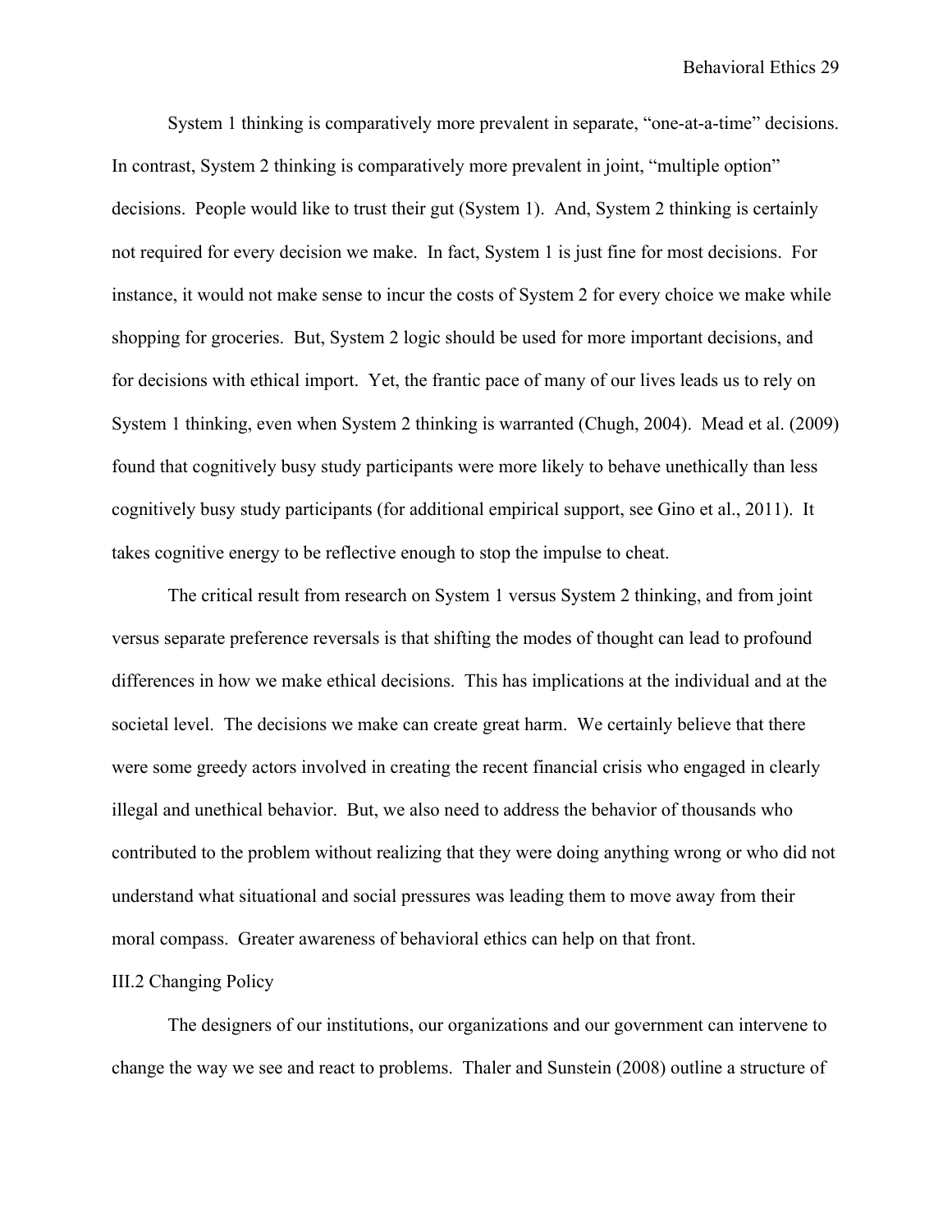System 1 thinking is comparatively more prevalent in separate, "one-at-a-time" decisions. In contrast, System 2 thinking is comparatively more prevalent in joint, "multiple option" decisions. People would like to trust their gut (System 1). And, System 2 thinking is certainly not required for every decision we make. In fact, System 1 is just fine for most decisions. For instance, it would not make sense to incur the costs of System 2 for every choice we make while shopping for groceries. But, System 2 logic should be used for more important decisions, and for decisions with ethical import. Yet, the frantic pace of many of our lives leads us to rely on System 1 thinking, even when System 2 thinking is warranted (Chugh, 2004). Mead et al. (2009) found that cognitively busy study participants were more likely to behave unethically than less cognitively busy study participants (for additional empirical support, see Gino et al., 2011). It takes cognitive energy to be reflective enough to stop the impulse to cheat.

The critical result from research on System 1 versus System 2 thinking, and from joint versus separate preference reversals is that shifting the modes of thought can lead to profound differences in how we make ethical decisions. This has implications at the individual and at the societal level. The decisions we make can create great harm. We certainly believe that there were some greedy actors involved in creating the recent financial crisis who engaged in clearly illegal and unethical behavior. But, we also need to address the behavior of thousands who contributed to the problem without realizing that they were doing anything wrong or who did not understand what situational and social pressures was leading them to move away from their moral compass. Greater awareness of behavioral ethics can help on that front.

## III.2 Changing Policy

The designers of our institutions, our organizations and our government can intervene to change the way we see and react to problems. Thaler and Sunstein (2008) outline a structure of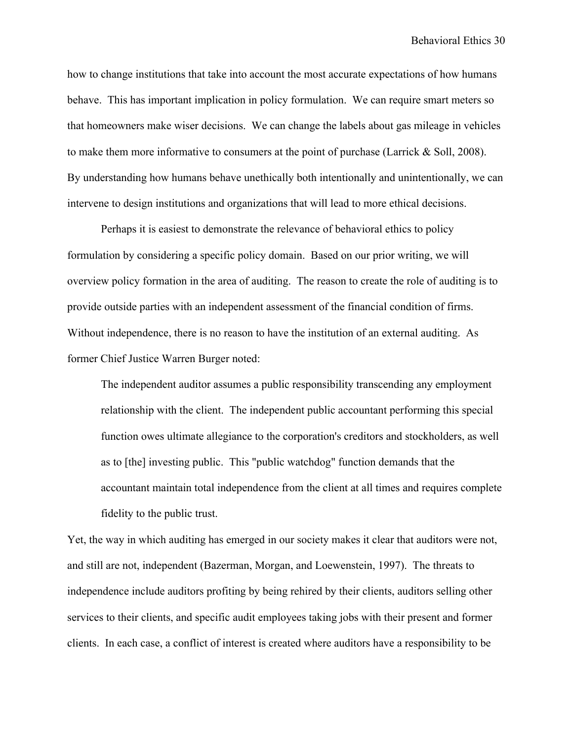how to change institutions that take into account the most accurate expectations of how humans behave. This has important implication in policy formulation. We can require smart meters so that homeowners make wiser decisions. We can change the labels about gas mileage in vehicles to make them more informative to consumers at the point of purchase (Larrick & Soll, 2008). By understanding how humans behave unethically both intentionally and unintentionally, we can intervene to design institutions and organizations that will lead to more ethical decisions.

Perhaps it is easiest to demonstrate the relevance of behavioral ethics to policy formulation by considering a specific policy domain. Based on our prior writing, we will overview policy formation in the area of auditing. The reason to create the role of auditing is to provide outside parties with an independent assessment of the financial condition of firms. Without independence, there is no reason to have the institution of an external auditing. As former Chief Justice Warren Burger noted:

> The independent auditor assumes a public responsibility transcending any employment relationship with the client. The independent public accountant performing this special function owes ultimate allegiance to the corporation's creditors and stockholders, as well as to [the] investing public. This "public watchdog" function demands that the accountant maintain total independence from the client at all times and requires complete fidelity to the public trust.

Yet, the way in which auditing has emerged in our society makes it clear that auditors were not, and still are not, independent (Bazerman, Morgan, and Loewenstein, 1997). The threats to independence include auditors profiting by being rehired by their clients, auditors selling other services to their clients, and specific audit employees taking jobs with their present and former clients. In each case, a conflict of interest is created where auditors have a responsibility to be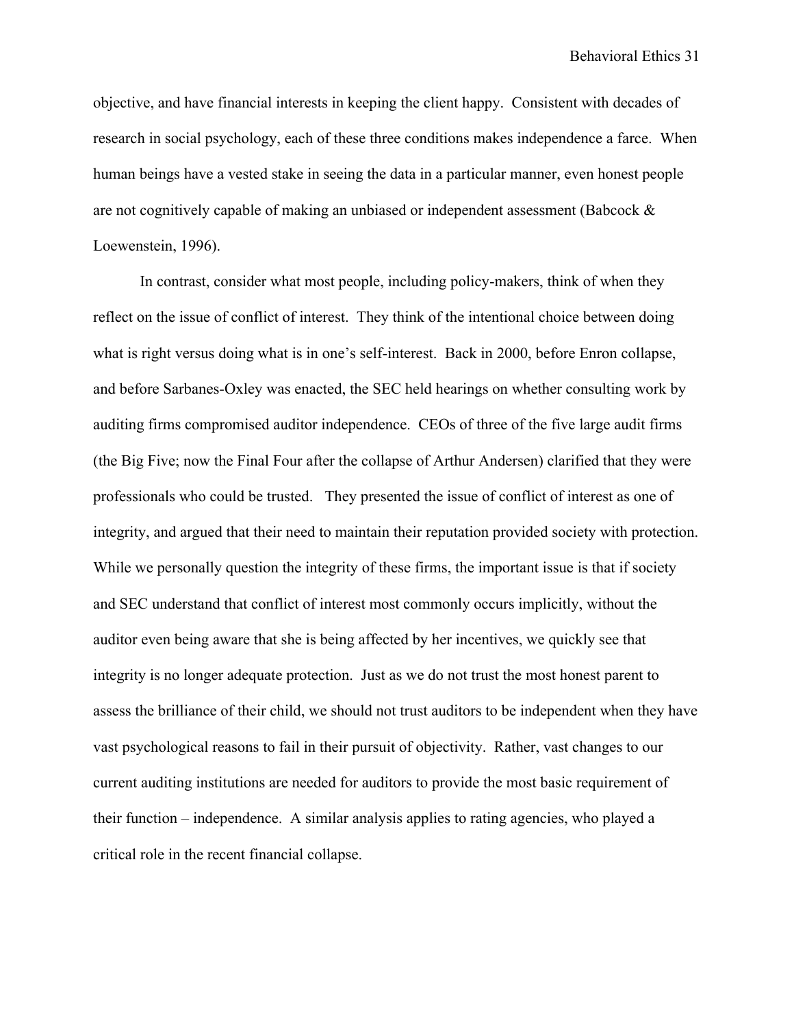objective, and have financial interests in keeping the client happy. Consistent with decades of research in social psychology, each of these three conditions makes independence a farce. When human beings have a vested stake in seeing the data in a particular manner, even honest people are not cognitively capable of making an unbiased or independent assessment (Babcock & Loewenstein, 1996).

In contrast, consider what most people, including policy-makers, think of when they reflect on the issue of conflict of interest. They think of the intentional choice between doing what is right versus doing what is in one's self-interest. Back in 2000, before Enron collapse, and before Sarbanes-Oxley was enacted, the SEC held hearings on whether consulting work by auditing firms compromised auditor independence. CEOs of three of the five large audit firms (the Big Five; now the Final Four after the collapse of Arthur Andersen) clarified that they were professionals who could be trusted. They presented the issue of conflict of interest as one of integrity, and argued that their need to maintain their reputation provided society with protection. While we personally question the integrity of these firms, the important issue is that if society and SEC understand that conflict of interest most commonly occurs implicitly, without the auditor even being aware that she is being affected by her incentives, we quickly see that integrity is no longer adequate protection. Just as we do not trust the most honest parent to assess the brilliance of their child, we should not trust auditors to be independent when they have vast psychological reasons to fail in their pursuit of objectivity. Rather, vast changes to our current auditing institutions are needed for auditors to provide the most basic requirement of their function – independence. A similar analysis applies to rating agencies, who played a critical role in the recent financial collapse.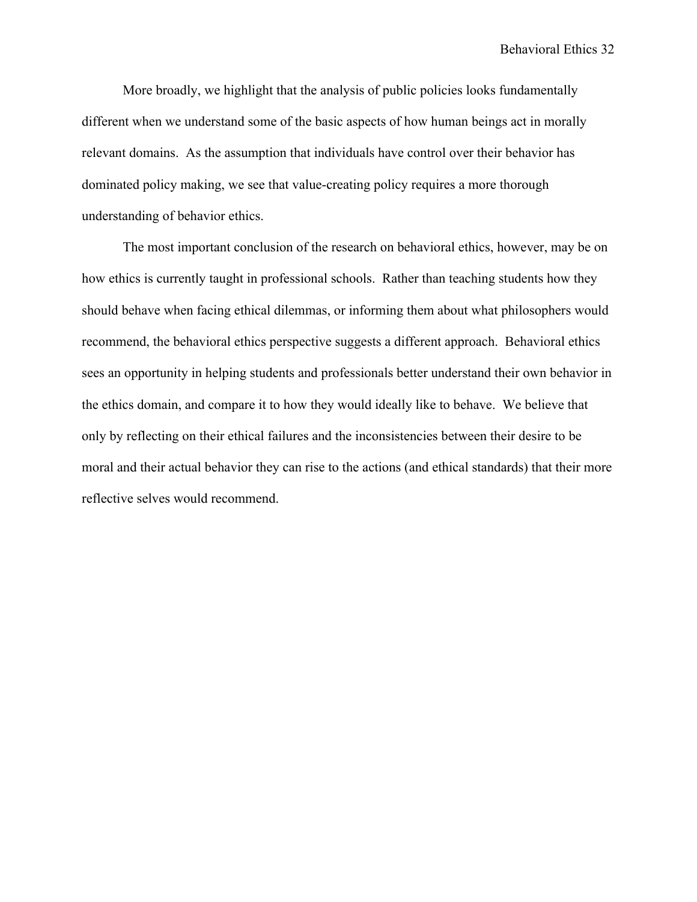More broadly, we highlight that the analysis of public policies looks fundamentally different when we understand some of the basic aspects of how human beings act in morally relevant domains. As the assumption that individuals have control over their behavior has dominated policy making, we see that value-creating policy requires a more thorough understanding of behavior ethics.

The most important conclusion of the research on behavioral ethics, however, may be on how ethics is currently taught in professional schools. Rather than teaching students how they should behave when facing ethical dilemmas, or informing them about what philosophers would recommend, the behavioral ethics perspective suggests a different approach. Behavioral ethics sees an opportunity in helping students and professionals better understand their own behavior in the ethics domain, and compare it to how they would ideally like to behave. We believe that only by reflecting on their ethical failures and the inconsistencies between their desire to be moral and their actual behavior they can rise to the actions (and ethical standards) that their more reflective selves would recommend.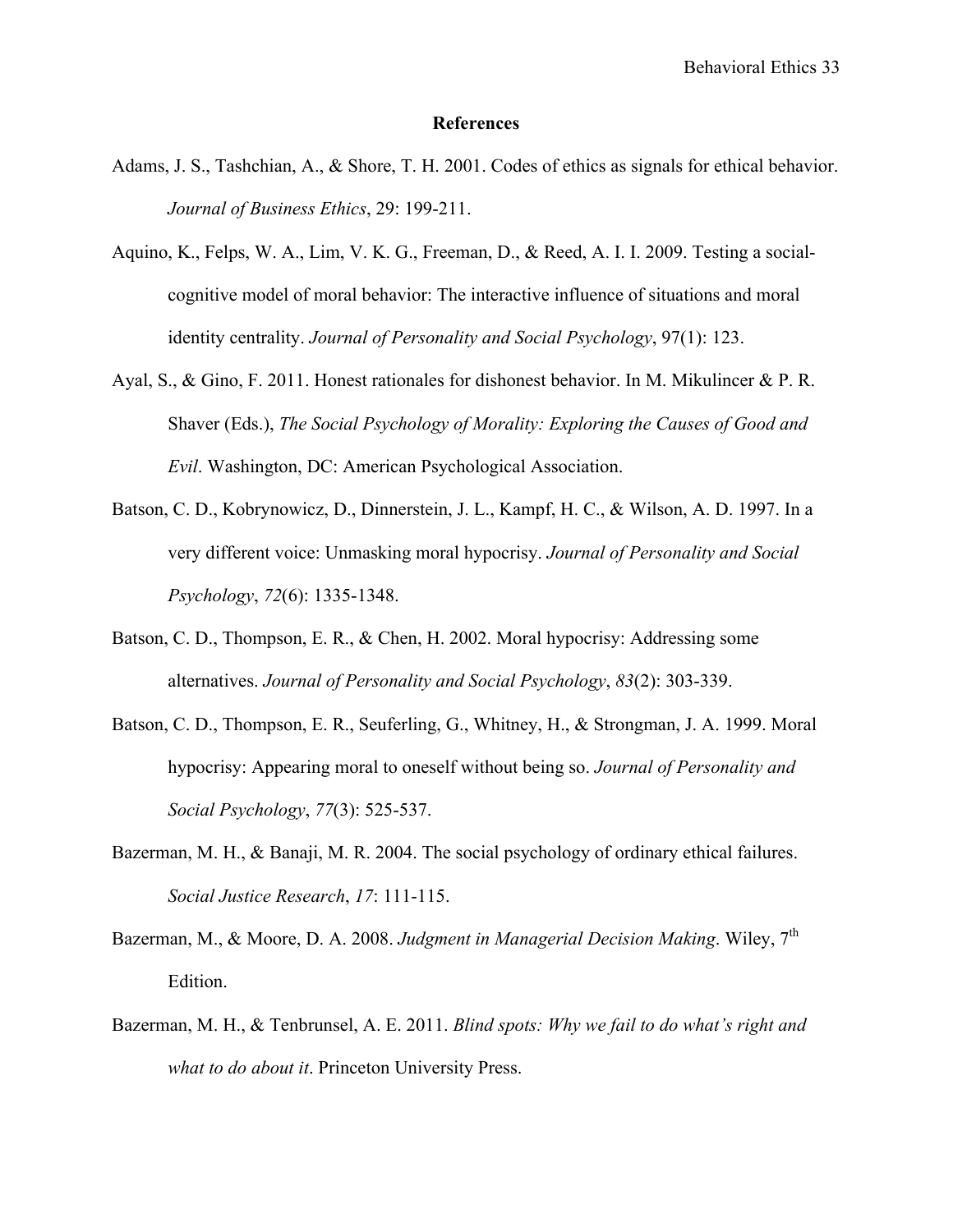## References

Adams, J. S., Tashchian, A., & Shore, T. H. 2001. Codes of ethics as signals for ethical behavior. *Journal of Business Ethics*, 29: 199-211.

Aquino, K., Felps, W. A., Lim, V. K. G., Freeman, D., & Reed, A. I. I. 2009. Testing a social-cognitive model of moral behavior: The interactive influence of situations and moral identity centrality. *Journal of Personality and Social Psychology*, 97(1): 123.

Ayal, S., & Gino, F. 2011. Honest rationales for dishonest behavior. In M. Mikulincer & P. R. Shaver (Eds.), *The Social Psychology of Morality: Exploring the Causes of Good and Evil*. Washington, DC: American Psychological Association.

Batson, C. D., Kobrynowicz, D., Dinnerstein, J. L., Kampf, H. C., & Wilson, A. D. 1997. In a very different voice: Unmasking moral hypocrisy. *Journal of Personality and Social Psychology*, *72*(6): 1335-1348.

Batson, C. D., Thompson, E. R., & Chen, H. 2002. Moral hypocrisy: Addressing some alternatives. *Journal of Personality and Social Psychology*, *83*(2): 303-339.

Batson, C. D., Thompson, E. R., Seuferling, G., Whitney, H., & Strongman, J. A. 1999. Moral hypocrisy: Appearing moral to oneself without being so. *Journal of Personality and Social Psychology*, *77*(3): 525-537.

Bazerman, M. H., & Banaji, M. R. 2004. The social psychology of ordinary ethical failures. *Social Justice Research*, *17*: 111-115.

Bazerman, M., & Moore, D. A. 2008. *Judgment in Managerial Decision Making*. Wiley, 7th Edition.

Bazerman, M. H., & Tenbrunsel, A. E. 2011. *Blind spots: Why we fail to do what's right and what to do about it*. Princeton University Press.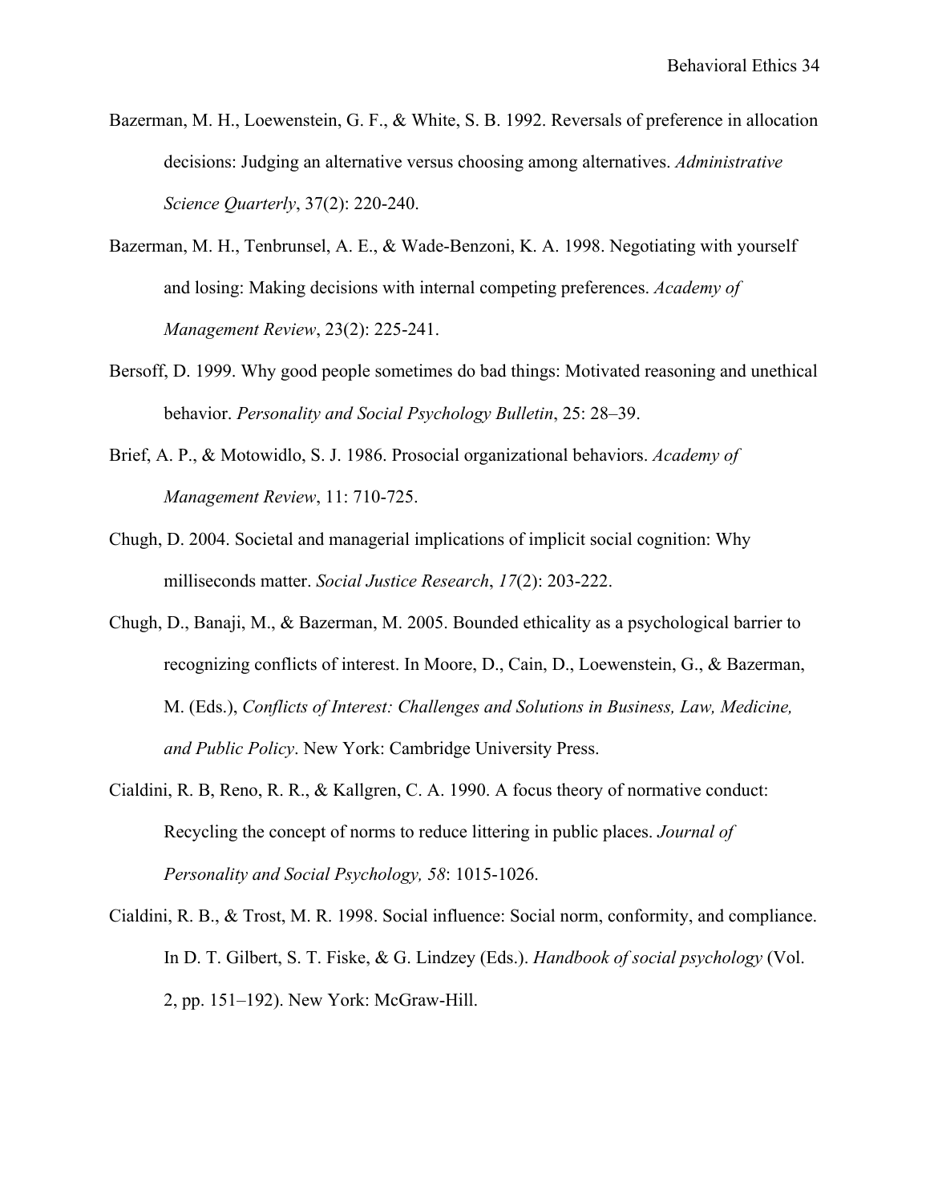Bazerman, M. H., Loewenstein, G. F., & White, S. B. 1992. Reversals of preference in allocation decisions: Judging an alternative versus choosing among alternatives. *Administrative Science Quarterly*, 37(2): 220-240.

Bazerman, M. H., Tenbrunsel, A. E., & Wade-Benzoni, K. A. 1998. Negotiating with yourself and losing: Making decisions with internal competing preferences. *Academy of Management Review*, 23(2): 225-241.

Bersoff, D. 1999. Why good people sometimes do bad things: Motivated reasoning and unethical behavior. *Personality and Social Psychology Bulletin*, 25: 28–39.

Brief, A. P., & Motowidlo, S. J. 1986. Prosocial organizational behaviors. *Academy of Management Review*, 11: 710-725.

Chugh, D. 2004. Societal and managerial implications of implicit social cognition: Why milliseconds matter. *Social Justice Research*, *17*(2): 203-222.

Chugh, D., Banaji, M., & Bazerman, M. 2005. Bounded ethicality as a psychological barrier to recognizing conflicts of interest. In Moore, D., Cain, D., Loewenstein, G., & Bazerman, M. (Eds.), *Conflicts of Interest: Challenges and Solutions in Business, Law, Medicine, and Public Policy*. New York: Cambridge University Press.

Cialdini, R. B, Reno, R. R., & Kallgren, C. A. 1990. A focus theory of normative conduct: Recycling the concept of norms to reduce littering in public places. *Journal of Personality and Social Psychology, 58*: 1015-1026.

Cialdini, R. B., & Trost, M. R. 1998. Social influence: Social norm, conformity, and compliance. In D. T. Gilbert, S. T. Fiske, & G. Lindzey (Eds.). *Handbook of social psychology* (Vol. 2, pp. 151–192). New York: McGraw-Hill.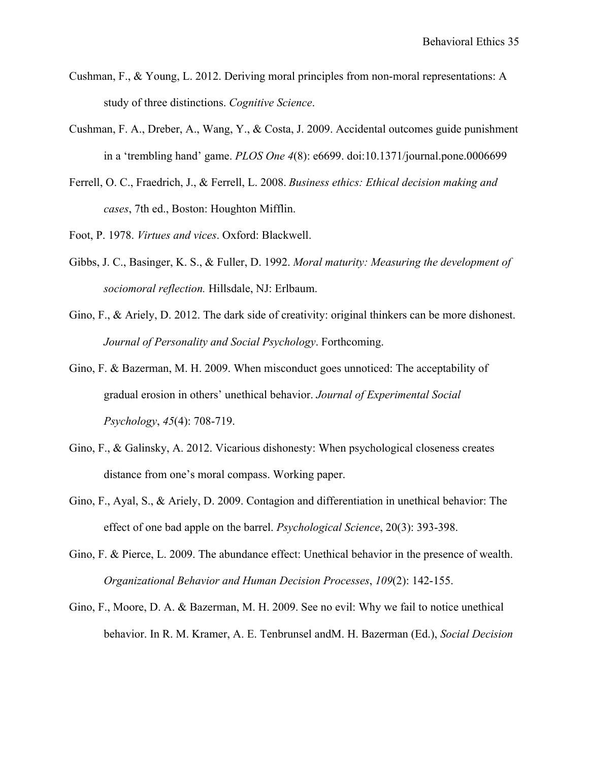Cushman, F., & Young, L. 2012. Deriving moral principles from non-moral representations: A study of three distinctions. *Cognitive Science*.

Cushman, F. A., Dreber, A., Wang, Y., & Costa, J. 2009. Accidental outcomes guide punishment in a 'trembling hand' game. *PLOS One 4*(8): e6699. doi:10.1371/journal.pone.0006699

Ferrell, O. C., Fraedrich, J., & Ferrell, L. 2008. *Business ethics: Ethical decision making and cases*, 7th ed., Boston: Houghton Mifflin.

Foot, P. 1978. *Virtues and vices*. Oxford: Blackwell.

Gibbs, J. C., Basinger, K. S., & Fuller, D. 1992. *Moral maturity: Measuring the development of sociomoral reflection.* Hillsdale, NJ: Erlbaum.

Gino, F., & Ariely, D. 2012. The dark side of creativity: original thinkers can be more dishonest. *Journal of Personality and Social Psychology*. Forthcoming.

Gino, F. & Bazerman, M. H. 2009. When misconduct goes unnoticed: The acceptability of gradual erosion in others' unethical behavior. *Journal of Experimental Social Psychology*, *45*(4): 708-719.

Gino, F., & Galinsky, A. 2012. Vicarious dishonesty: When psychological closeness creates distance from one's moral compass. Working paper.

Gino, F., Ayal, S., & Ariely, D. 2009. Contagion and differentiation in unethical behavior: The effect of one bad apple on the barrel. *Psychological Science*, 20(3): 393-398.

Gino, F. & Pierce, L. 2009. The abundance effect: Unethical behavior in the presence of wealth. *Organizational Behavior and Human Decision Processes*, *109*(2): 142-155.

Gino, F., Moore, D. A. & Bazerman, M. H. 2009. See no evil: Why we fail to notice unethical behavior. In R. M. Kramer, A. E. Tenbrunsel andM. H. Bazerman (Ed.), *Social Decision*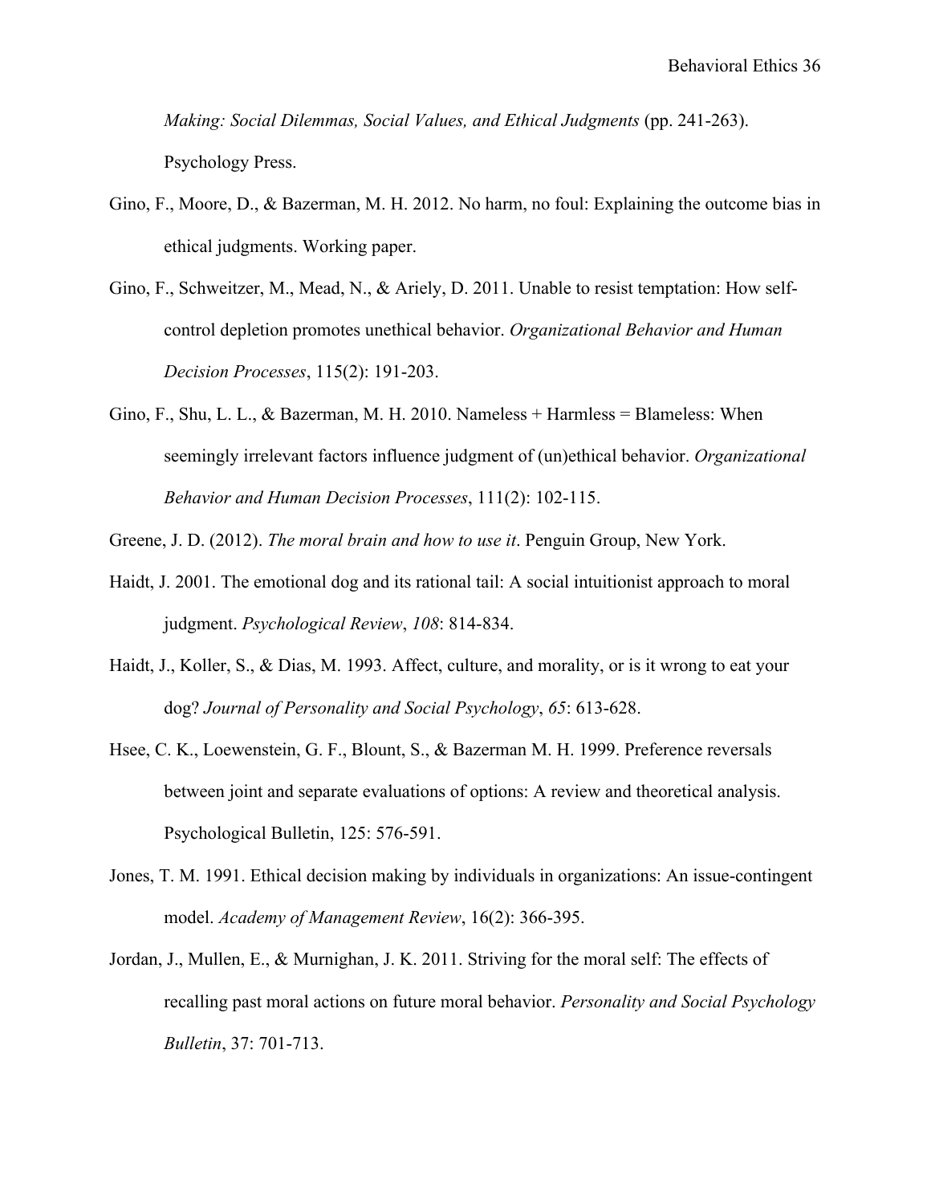*Making: Social Dilemmas, Social Values, and Ethical Judgments* (pp. 241-263). Psychology Press.

Gino, F., Moore, D., & Bazerman, M. H. 2012. No harm, no foul: Explaining the outcome bias in ethical judgments. Working paper.

Gino, F., Schweitzer, M., Mead, N., & Ariely, D. 2011. Unable to resist temptation: How self-control depletion promotes unethical behavior. *Organizational Behavior and Human Decision Processes*, 115(2): 191-203.

Gino, F., Shu, L. L., & Bazerman, M. H. 2010. Nameless + Harmless = Blameless: When seemingly irrelevant factors influence judgment of (un)ethical behavior. *Organizational Behavior and Human Decision Processes*, 111(2): 102-115.

Greene, J. D. (2012). *The moral brain and how to use it*. Penguin Group, New York.

Haidt, J. 2001. The emotional dog and its rational tail: A social intuitionist approach to moral judgment. *Psychological Review*, *108*: 814-834.

Haidt, J., Koller, S., & Dias, M. 1993. Affect, culture, and morality, or is it wrong to eat your dog? *Journal of Personality and Social Psychology*, *65*: 613-628.

Hsee, C. K., Loewenstein, G. F., Blount, S., & Bazerman M. H. 1999. Preference reversals between joint and separate evaluations of options: A review and theoretical analysis. Psychological Bulletin, 125: 576-591.

Jones, T. M. 1991. Ethical decision making by individuals in organizations: An issue-contingent model. *Academy of Management Review*, 16(2): 366-395.

Jordan, J., Mullen, E., & Murnighan, J. K. 2011. Striving for the moral self: The effects of recalling past moral actions on future moral behavior. *Personality and Social Psychology Bulletin*, 37: 701-713.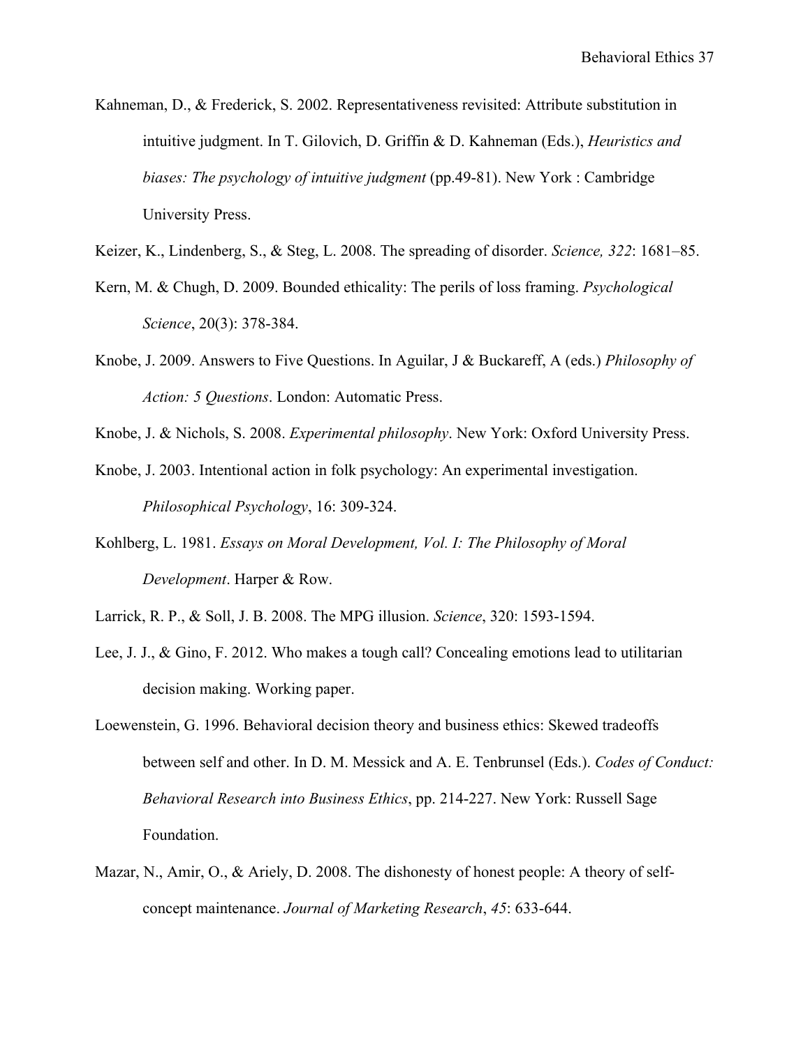Kahneman, D., & Frederick, S. 2002. Representativeness revisited: Attribute substitution in intuitive judgment. In T. Gilovich, D. Griffin & D. Kahneman (Eds.), *Heuristics and biases: The psychology of intuitive judgment* (pp.49-81). New York : Cambridge University Press.

Keizer, K., Lindenberg, S., & Steg, L. 2008. The spreading of disorder. *Science, 322*: 1681–85.

Kern, M. & Chugh, D. 2009. Bounded ethicality: The perils of loss framing. *Psychological Science*, 20(3): 378-384.

Knobe, J. 2009. Answers to Five Questions. In Aguilar, J & Buckareff, A (eds.) *Philosophy of Action: 5 Questions*. London: Automatic Press.

Knobe, J. & Nichols, S. 2008. *Experimental philosophy*. New York: Oxford University Press.

Knobe, J. 2003. Intentional action in folk psychology: An experimental investigation. *Philosophical Psychology*, 16: 309-324.

Kohlberg, L. 1981. *Essays on Moral Development, Vol. I: The Philosophy of Moral Development*. Harper & Row.

Larrick, R. P., & Soll, J. B. 2008. The MPG illusion. *Science*, 320: 1593-1594.

Lee, J. J., & Gino, F. 2012. Who makes a tough call? Concealing emotions lead to utilitarian decision making. Working paper.

Loewenstein, G. 1996. Behavioral decision theory and business ethics: Skewed tradeoffs between self and other. In D. M. Messick and A. E. Tenbrunsel (Eds.). *Codes of Conduct: Behavioral Research into Business Ethics*, pp. 214-227. New York: Russell Sage Foundation.

Mazar, N., Amir, O., & Ariely, D. 2008. The dishonesty of honest people: A theory of self-concept maintenance. *Journal of Marketing Research*, *45*: 633-644.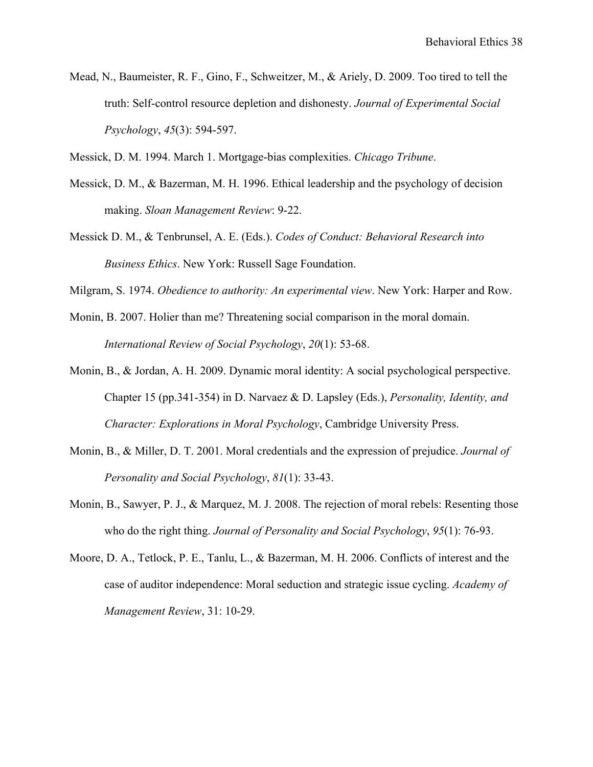Mead, N., Baumeister, R. F., Gino, F., Schweitzer, M., & Ariely, D. 2009. Too tired to tell the truth: Self-control resource depletion and dishonesty. *Journal of Experimental Social Psychology*, *45*(3): 594-597.

Messick, D. M. 1994. March 1. Mortgage-bias complexities. *Chicago Tribune*.

Messick, D. M., & Bazerman, M. H. 1996. Ethical leadership and the psychology of decision making. *Sloan Management Review*: 9-22.

Messick D. M., & Tenbrunsel, A. E. (Eds.). *Codes of Conduct: Behavioral Research into Business Ethics*. New York: Russell Sage Foundation.

Milgram, S. 1974. *Obedience to authority: An experimental view*. New York: Harper and Row.

Monin, B. 2007. Holier than me? Threatening social comparison in the moral domain. *International Review of Social Psychology*, *20*(1): 53-68.

Monin, B., & Jordan, A. H. 2009. Dynamic moral identity: A social psychological perspective. Chapter 15 (pp.341-354) in D. Narvaez & D. Lapsley (Eds.), *Personality, Identity, and Character: Explorations in Moral Psychology*, Cambridge University Press.

Monin, B., & Miller, D. T. 2001. Moral credentials and the expression of prejudice. *Journal of Personality and Social Psychology*, *81*(1): 33-43.

Monin, B., Sawyer, P. J., & Marquez, M. J. 2008. The rejection of moral rebels: Resenting those who do the right thing. *Journal of Personality and Social Psychology*, *95*(1): 76-93.

Moore, D. A., Tetlock, P. E., Tanlu, L., & Bazerman, M. H. 2006. Conflicts of interest and the case of auditor independence: Moral seduction and strategic issue cycling. *Academy of Management Review*, 31: 10-29.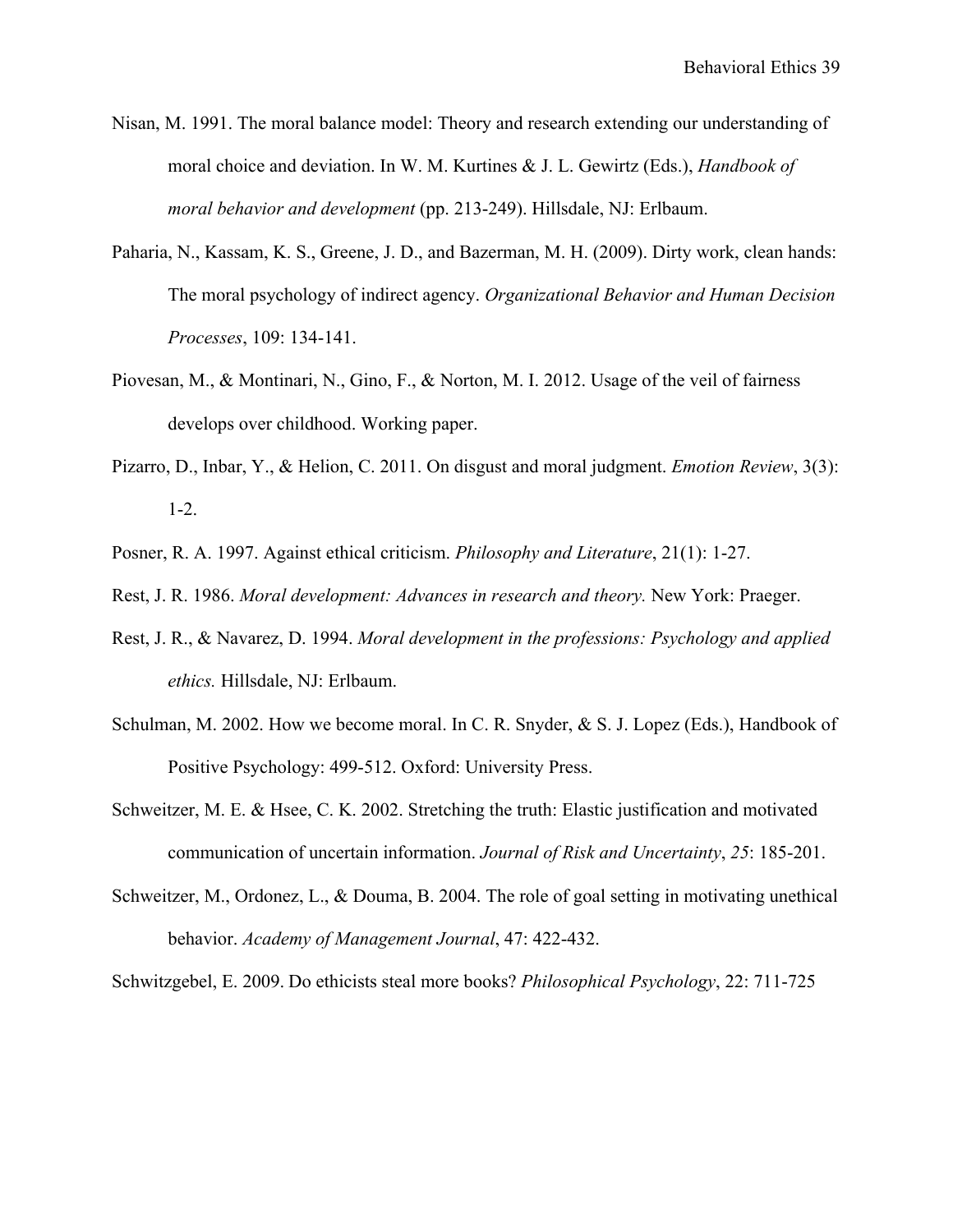Nisan, M. 1991. The moral balance model: Theory and research extending our understanding of moral choice and deviation. In W. M. Kurtines & J. L. Gewirtz (Eds.), *Handbook of moral behavior and development* (pp. 213-249). Hillsdale, NJ: Erlbaum.

Paharia, N., Kassam, K. S., Greene, J. D., and Bazerman, M. H. (2009). Dirty work, clean hands: The moral psychology of indirect agency. *Organizational Behavior and Human Decision Processes*, 109: 134-141.

Piovesan, M., & Montinari, N., Gino, F., & Norton, M. I. 2012. Usage of the veil of fairness develops over childhood. Working paper.

Pizarro, D., Inbar, Y., & Helion, C. 2011. On disgust and moral judgment. *Emotion Review*, 3(3): 1-2.

Posner, R. A. 1997. Against ethical criticism. *Philosophy and Literature*, 21(1): 1-27.

Rest, J. R. 1986. *Moral development: Advances in research and theory.* New York: Praeger.

Rest, J. R., & Navarez, D. 1994. *Moral development in the professions: Psychology and applied ethics.* Hillsdale, NJ: Erlbaum.

Schulman, M. 2002. How we become moral. In C. R. Snyder, & S. J. Lopez (Eds.), Handbook of Positive Psychology: 499-512. Oxford: University Press.

Schweitzer, M. E. & Hsee, C. K. 2002. Stretching the truth: Elastic justification and motivated communication of uncertain information. *Journal of Risk and Uncertainty*, *25*: 185-201.

Schweitzer, M., Ordonez, L., & Douma, B. 2004. The role of goal setting in motivating unethical behavior. *Academy of Management Journal*, 47: 422-432.

Schwitzgebel, E. 2009. Do ethicists steal more books? *Philosophical Psychology*, 22: 711-725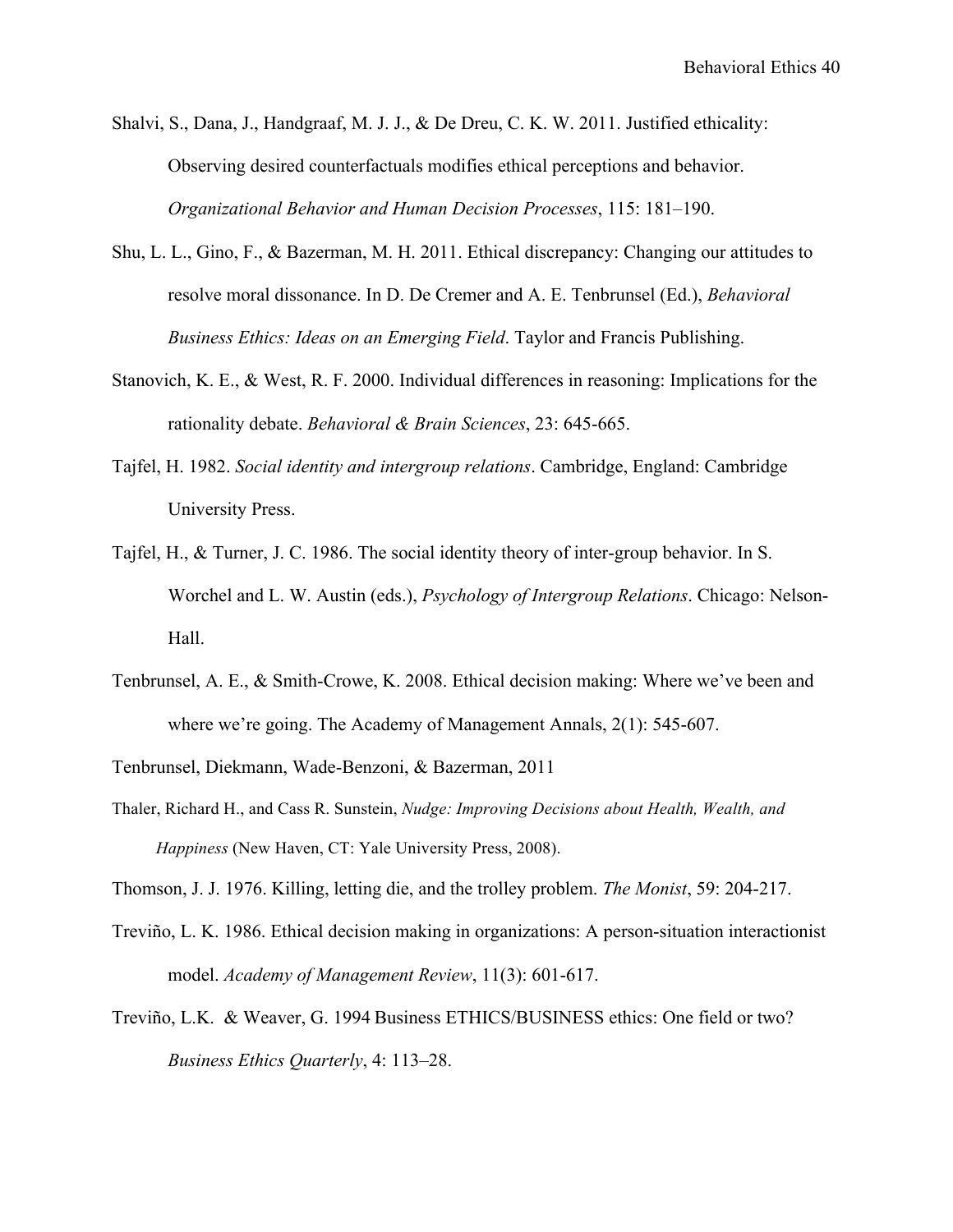Shalvi, S., Dana, J., Handgraaf, M. J. J., & De Dreu, C. K. W. 2011. Justified ethicality: Observing desired counterfactuals modifies ethical perceptions and behavior. *Organizational Behavior and Human Decision Processes*, 115: 181–190.

Shu, L. L., Gino, F., & Bazerman, M. H. 2011. Ethical discrepancy: Changing our attitudes to resolve moral dissonance. In D. De Cremer and A. E. Tenbrunsel (Ed.), *Behavioral Business Ethics: Ideas on an Emerging Field*. Taylor and Francis Publishing.

Stanovich, K. E., & West, R. F. 2000. Individual differences in reasoning: Implications for the rationality debate. *Behavioral & Brain Sciences*, 23: 645-665.

Tajfel, H. 1982. *Social identity and intergroup relations*. Cambridge, England: Cambridge University Press.

Tajfel, H., & Turner, J. C. 1986. The social identity theory of inter-group behavior. In S. Worchel and L. W. Austin (eds.), *Psychology of Intergroup Relations*. Chicago: Nelson-Hall.

Tenbrunsel, A. E., & Smith-Crowe, K. 2008. Ethical decision making: Where we've been and where we're going. The Academy of Management Annals, 2(1): 545-607.

Tenbrunsel, Diekmann, Wade-Benzoni, & Bazerman, 2011

Thaler, Richard H., and Cass R. Sunstein, *Nudge: Improving Decisions about Health, Wealth, and Happiness* (New Haven, CT: Yale University Press, 2008).

Thomson, J. J. 1976. Killing, letting die, and the trolley problem. *The Monist*, 59: 204-217.

Treviño, L. K. 1986. Ethical decision making in organizations: A person-situation interactionist model. *Academy of Management Review*, 11(3): 601-617.

Treviño, L.K. & Weaver, G. 1994 Business ETHICS/BUSINESS ethics: One field or two? *Business Ethics Quarterly*, 4: 113–28.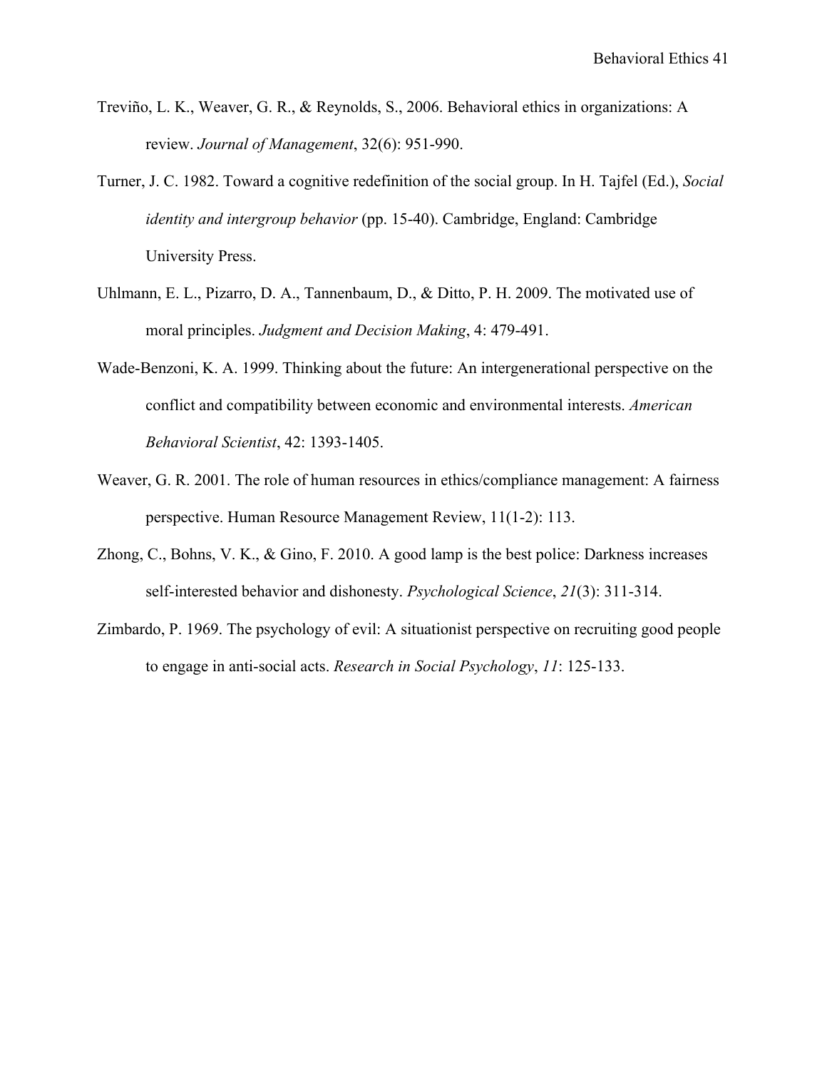Treviño, L. K., Weaver, G. R., & Reynolds, S., 2006. Behavioral ethics in organizations: A review. *Journal of Management*, 32(6): 951-990.

Turner, J. C. 1982. Toward a cognitive redefinition of the social group. In H. Tajfel (Ed.), *Social identity and intergroup behavior* (pp. 15-40). Cambridge, England: Cambridge University Press.

Uhlmann, E. L., Pizarro, D. A., Tannenbaum, D., & Ditto, P. H. 2009. The motivated use of moral principles. *Judgment and Decision Making*, 4: 479-491.

Wade-Benzoni, K. A. 1999. Thinking about the future: An intergenerational perspective on the conflict and compatibility between economic and environmental interests. *American Behavioral Scientist*, 42: 1393-1405.

Weaver, G. R. 2001. The role of human resources in ethics/compliance management: A fairness perspective. Human Resource Management Review, 11(1-2): 113.

Zhong, C., Bohns, V. K., & Gino, F. 2010. A good lamp is the best police: Darkness increases self-interested behavior and dishonesty. *Psychological Science*, *21*(3): 311-314.

Zimbardo, P. 1969. The psychology of evil: A situationist perspective on recruiting good people to engage in anti-social acts. *Research in Social Psychology*, *11*: 125-133.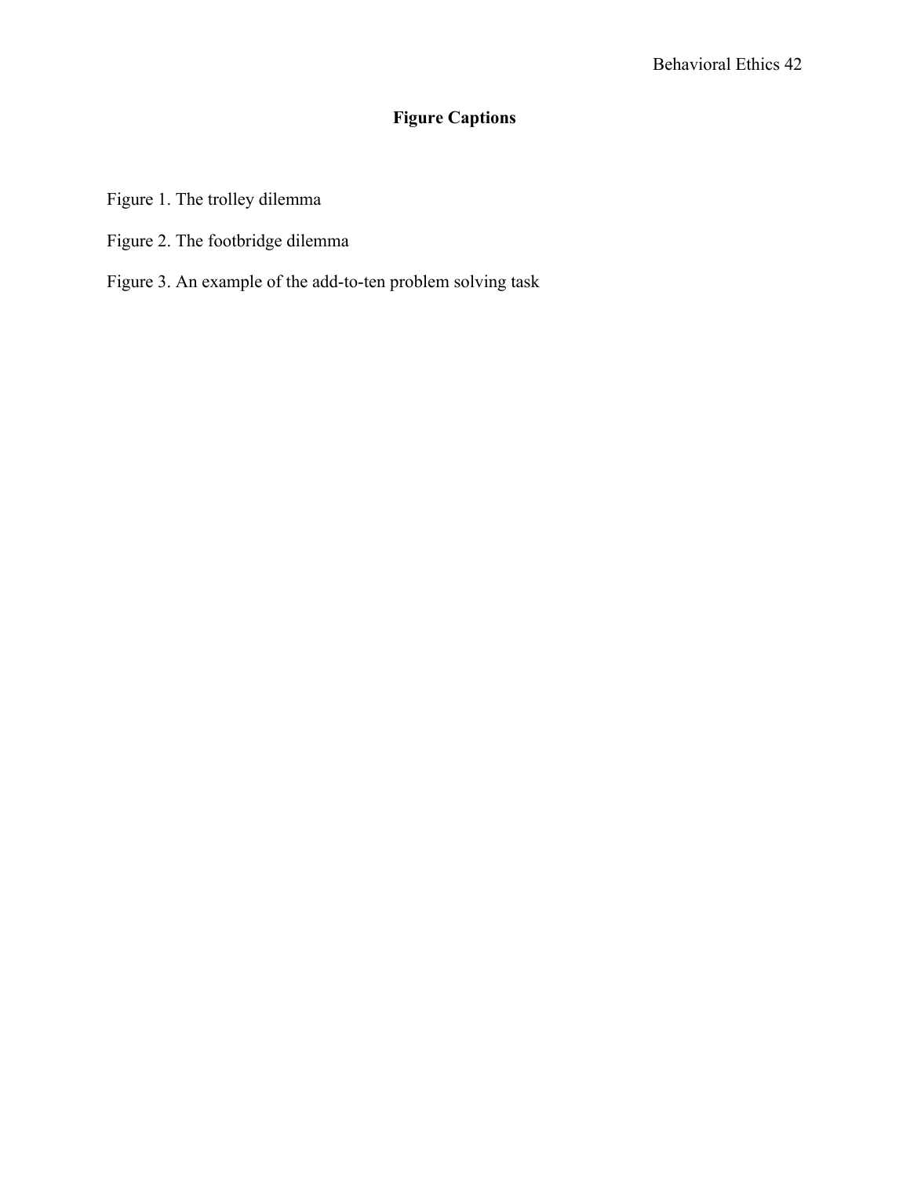## Figure Captions

Figure 1. The trolley dilemma

Figure 2. The footbridge dilemma

Figure 3. An example of the add-to-ten problem solving task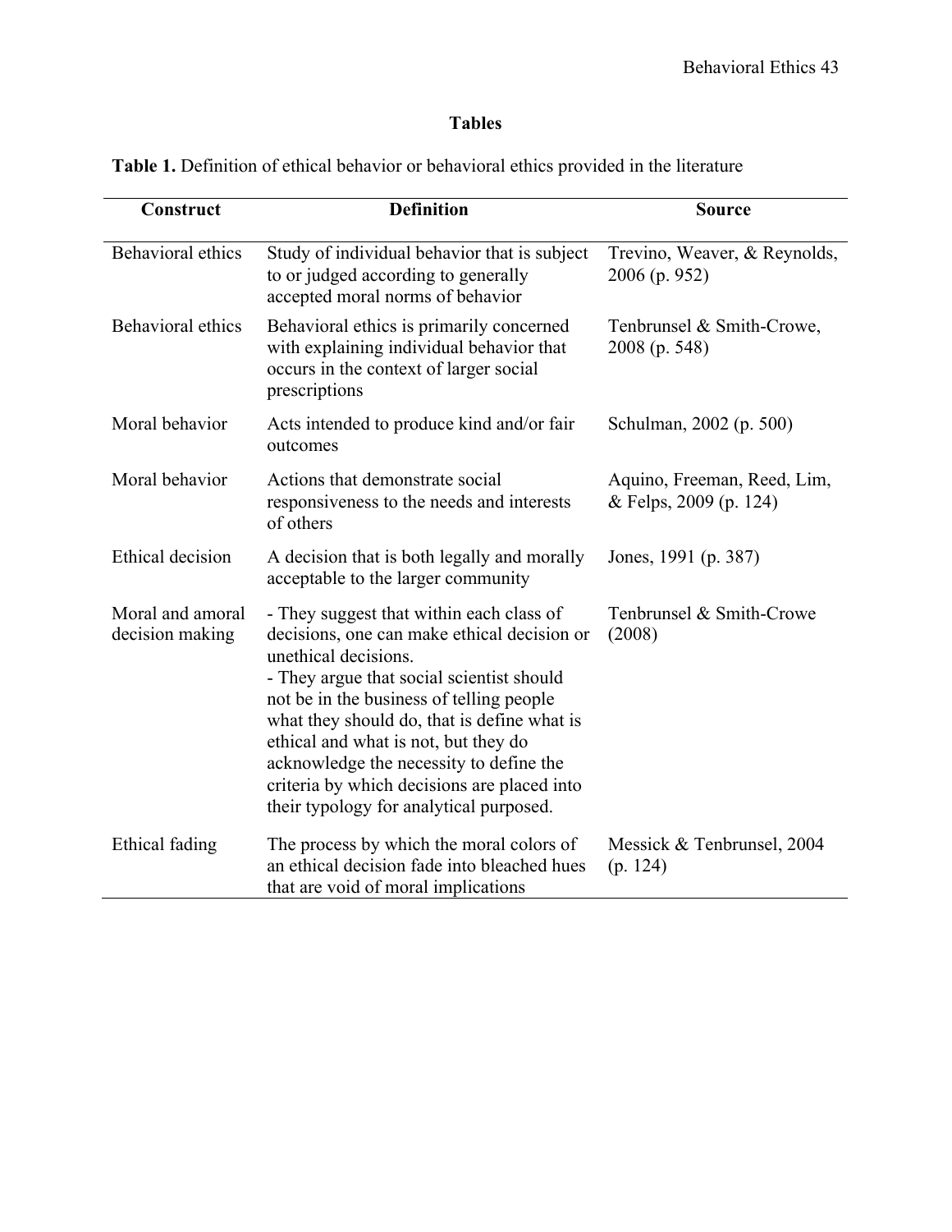## Tables

**Table 1.** Definition of ethical behavior or behavioral ethics provided in the literature

| Construct | Definition | Source |
|---|---|---|
| Behavioral ethics | Study of individual behavior that is subject to or judged according to generally accepted moral norms of behavior | Trevino, Weaver, & Reynolds, 2006 (p. 952) |
| Behavioral ethics | Behavioral ethics is primarily concerned with explaining individual behavior that occurs in the context of larger social prescriptions | Tenbrunsel & Smith-Crowe, 2008 (p. 548) |
| Moral behavior | Acts intended to produce kind and/or fair outcomes | Schulman, 2002 (p. 500) |
| Moral behavior | Actions that demonstrate social responsiveness to the needs and interests of others | Aquino, Freeman, Reed, Lim, & Felps, 2009 (p. 124) |
| Ethical decision | A decision that is both legally and morally acceptable to the larger community | Jones, 1991 (p. 387) |
| Moral and amoral decision making | - They suggest that within each class of decisions, one can make ethical decision or unethical decisions. <br> - They argue that social scientist should not be in the business of telling people what they should do, that is define what is ethical and what is not, but they do acknowledge the necessity to define the criteria by which decisions are placed into their typology for analytical purposed. | Tenbrunsel & Smith-Crowe (2008) |
| Ethical fading | The process by which the moral colors of an ethical decision fade into bleached hues that are void of moral implications | Messick & Tenbrunsel, 2004 (p. 124) |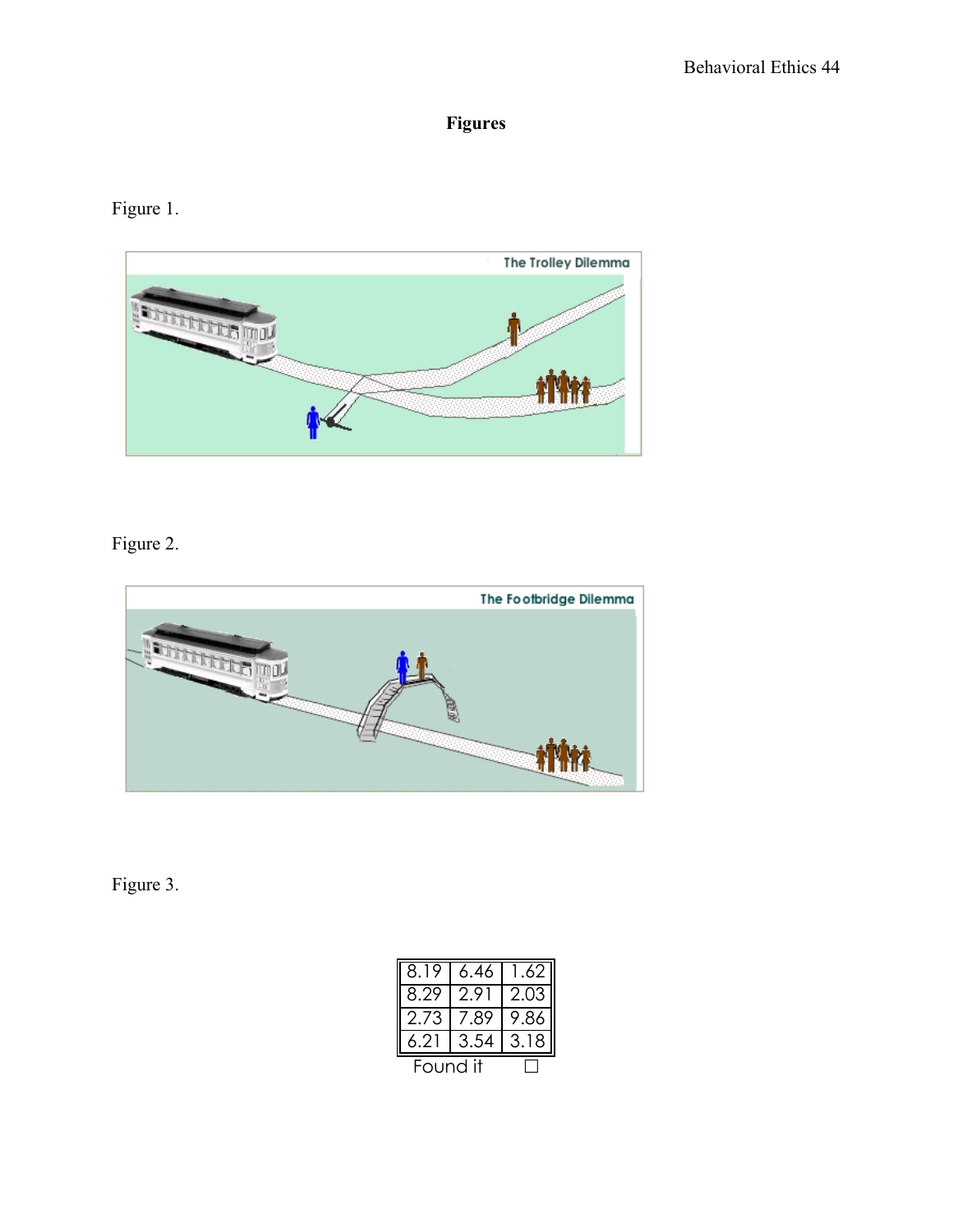**Figures**

Figure 1.

The Trolley Dilemma

Figure 2.

The Footbridge Dilemma

Figure 3.

| | | |
|---|---|---|
| 8.19 | 6.46 | 1.62 |
| 8.29 | 2.91 | 2.03 |
| 2.73 | 7.89 | 9.86 |
| 6.21 | 3.54 | 3.18 |

Found it ☐